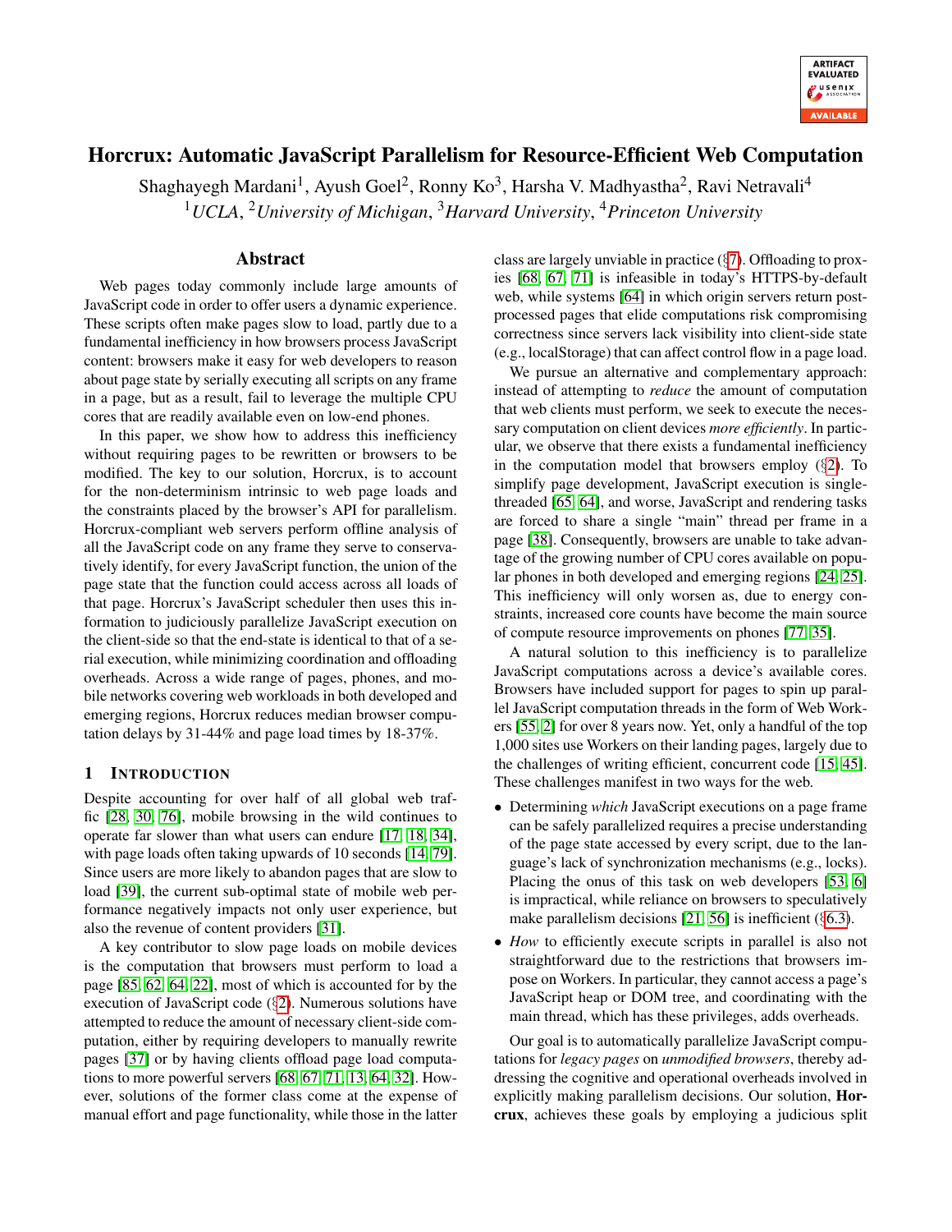# Horcrux: Automatic JavaScript Parallelism for Resource-Efficient Web Computation

Shaghayegh Mardani[1], Ayush Goel[2], Ronny Ko[3], Harsha V. Madhyastha[2], Ravi Netravali[4]

[1]*UCLA*, [2]*University of Michigan*, [3]*Harvard University*, [4]*Princeton University*

## Abstract

Web pages today commonly include large amounts of JavaScript code in order to offer users a dynamic experience. These scripts often make pages slow to load, partly due to a fundamental inefficiency in how browsers process JavaScript content: browsers make it easy for web developers to reason about page state by serially executing all scripts on any frame in a page, but as a result, fail to leverage the multiple CPU cores that are readily available even on low-end phones.

In this paper, we show how to address this inefficiency without requiring pages to be rewritten or browsers to be modified. The key to our solution, Horcrux, is to account for the non-determinism intrinsic to web page loads and the constraints placed by the browser's API for parallelism. Horcrux-compliant web servers perform offline analysis of all the JavaScript code on any frame they serve to conservatively identify, for every JavaScript function, the union of the page state that the function could access across all loads of that page. Horcrux's JavaScript scheduler then uses this information to judiciously parallelize JavaScript execution on the client-side so that the end-state is identical to that of a serial execution, while minimizing coordination and offloading overheads. Across a wide range of pages, phones, and mobile networks covering web workloads in both developed and emerging regions, Horcrux reduces median browser computation delays by 31-44% and page load times by 18-37%.

## 1 Introduction

Despite accounting for over half of all global web traffic [28, 30, 76], mobile browsing in the wild continues to operate far slower than what users can endure [17, 18, 34], with page loads often taking upwards of 10 seconds [14, 79]. Since users are more likely to abandon pages that are slow to load [39], the current sub-optimal state of mobile web performance negatively impacts not only user experience, but also the revenue of content providers [31].

A key contributor to slow page loads on mobile devices is the computation that browsers must perform to load a page [85, 62, 64, 22], most of which is accounted for by the execution of JavaScript code (§2). Numerous solutions have attempted to reduce the amount of necessary client-side computation, either by requiring developers to manually rewrite pages [37] or by having clients offload page load computations to more powerful servers [68, 67, 71, 13, 64, 32]. However, solutions of the former class come at the expense of manual effort and page functionality, while those in the latter class are largely unviable in practice (§7). Offloading to proxies [68, 67, 71] is infeasible in today's HTTPS-by-default web, while systems [64] in which origin servers return post-processed pages that elide computations risk compromising correctness since servers lack visibility into client-side state (e.g., localStorage) that can affect control flow in a page load.

We pursue an alternative and complementary approach: instead of attempting to *reduce* the amount of computation that web clients must perform, we seek to execute the necessary computation on client devices *more efficiently*. In particular, we observe that there exists a fundamental inefficiency in the computation model that browsers employ (§2). To simplify page development, JavaScript execution is single-threaded [65, 64], and worse, JavaScript and rendering tasks are forced to share a single "main" thread per frame in a page [38]. Consequently, browsers are unable to take advantage of the growing number of CPU cores available on popular phones in both developed and emerging regions [24, 25]. This inefficiency will only worsen as, due to energy constraints, increased core counts have become the main source of compute resource improvements on phones [77, 35].

A natural solution to this inefficiency is to parallelize JavaScript computations across a device's available cores. Browsers have included support for pages to spin up parallel JavaScript computation threads in the form of Web Workers [55, 2] for over 8 years now. Yet, only a handful of the top 1,000 sites use Workers on their landing pages, largely due to the challenges of writing efficient, concurrent code [15, 45]. These challenges manifest in two ways for the web.

- Determining *which* JavaScript executions on a page frame can be safely parallelized requires a precise understanding of the page state accessed by every script, due to the language's lack of synchronization mechanisms (e.g., locks). Placing the onus of this task on web developers [53, 6] is impractical, while reliance on browsers to speculatively make parallelism decisions [21, 56] is inefficient (§6.3).
- *How* to efficiently execute scripts in parallel is also not straightforward due to the restrictions that browsers impose on Workers. In particular, they cannot access a page's JavaScript heap or DOM tree, and coordinating with the main thread, which has these privileges, adds overheads.

Our goal is to automatically parallelize JavaScript computations for *legacy pages* on *unmodified browsers*, thereby addressing the cognitive and operational overheads involved in explicitly making parallelism decisions. Our solution, **Horcrux**, achieves these goals by employing a judicious split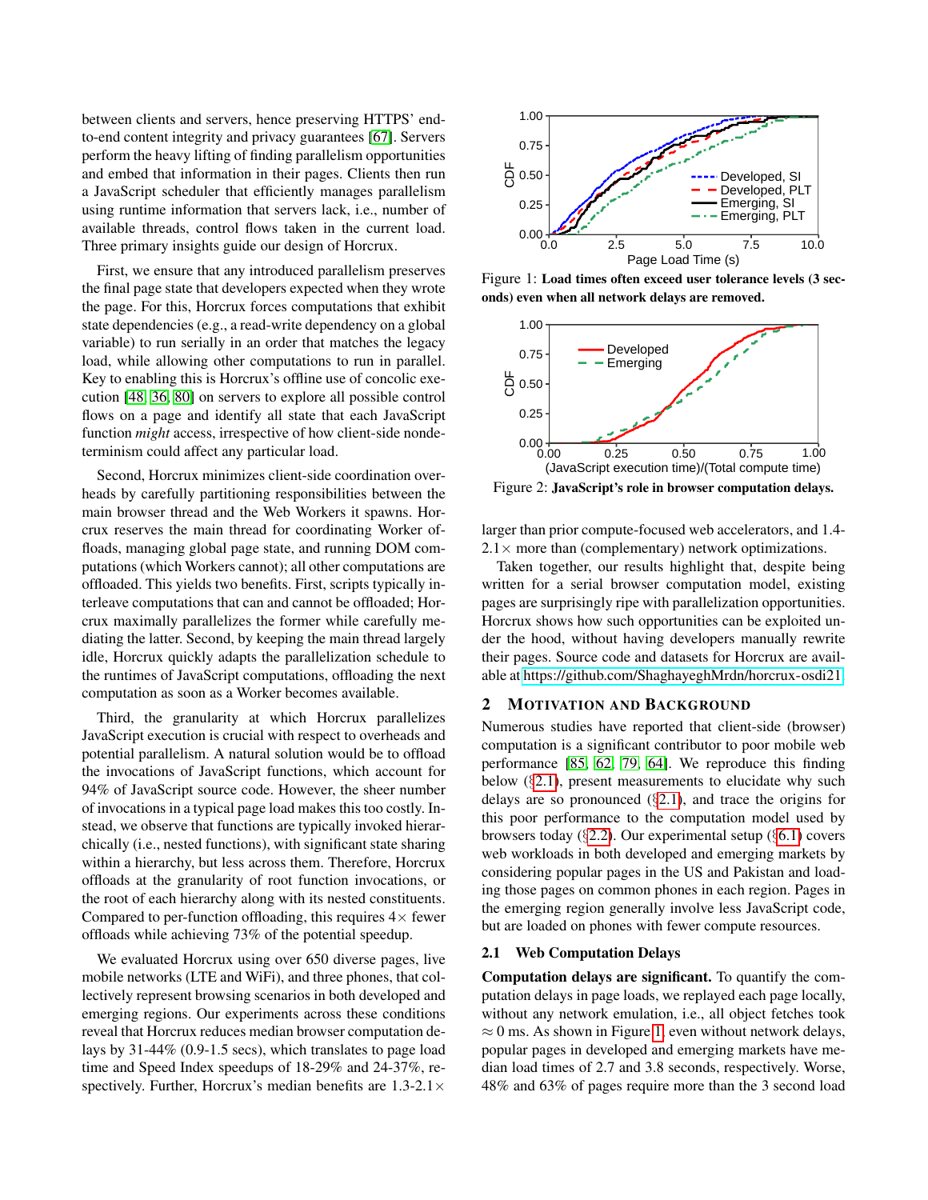between clients and servers, hence preserving HTTPS' end-to-end content integrity and privacy guarantees [67]. Servers perform the heavy lifting of finding parallelism opportunities and embed that information in their pages. Clients then run a JavaScript scheduler that efficiently manages parallelism using runtime information that servers lack, i.e., number of available threads, control flows taken in the current load. Three primary insights guide our design of Horcrux.

First, we ensure that any introduced parallelism preserves the final page state that developers expected when they wrote the page. For this, Horcrux forces computations that exhibit state dependencies (e.g., a read-write dependency on a global variable) to run serially in an order that matches the legacy load, while allowing other computations to run in parallel. Key to enabling this is Horcrux's offline use of concolic execution [48, 36, 80] on servers to explore all possible control flows on a page and identify all state that each JavaScript function *might* access, irrespective of how client-side nondeterminism could affect any particular load.

Second, Horcrux minimizes client-side coordination overheads by carefully partitioning responsibilities between the main browser thread and the Web Workers it spawns. Horcrux reserves the main thread for coordinating Worker offloads, managing global page state, and running DOM computations (which Workers cannot); all other computations are offloaded. This yields two benefits. First, scripts typically interleave computations that can and cannot be offloaded; Horcrux maximally parallelizes the former while carefully mediating the latter. Second, by keeping the main thread largely idle, Horcrux quickly adapts the parallelization schedule to the runtimes of JavaScript computations, offloading the next computation as soon as a Worker becomes available.

Third, the granularity at which Horcrux parallelizes JavaScript execution is crucial with respect to overheads and potential parallelism. A natural solution would be to offload the invocations of JavaScript functions, which account for 94% of JavaScript source code. However, the sheer number of invocations in a typical page load makes this too costly. Instead, we observe that functions are typically invoked hierarchically (i.e., nested functions), with significant state sharing within a hierarchy, but less across them. Therefore, Horcrux offloads at the granularity of root function invocations, or the root of each hierarchy along with its nested constituents. Compared to per-function offloading, this requires 4× fewer offloads while achieving 73% of the potential speedup.

We evaluated Horcrux using over 650 diverse pages, live mobile networks (LTE and WiFi), and three phones, that collectively represent browsing scenarios in both developed and emerging regions. Our experiments across these conditions reveal that Horcrux reduces median browser computation delays by 31-44% (0.9-1.5 secs), which translates to page load time and Speed Index speedups of 18-29% and 24-37%, respectively. Further, Horcrux's median benefits are 1.3-2.1× larger than prior compute-focused web accelerators, and 1.4-2.1× more than (complementary) network optimizations.

Taken together, our results highlight that, despite being written for a serial browser computation model, existing pages are surprisingly ripe with parallelization opportunities. Horcrux shows how such opportunities can be exploited under the hood, without having developers manually rewrite their pages. Source code and datasets for Horcrux are available at https://github.com/ShaghayeghMrdn/horcrux-osdi21.

Figure 1: **Load times often exceed user tolerance levels (3 seconds) even when all network delays are removed.**

Figure 2: **JavaScript's role in browser computation delays.**

## 2 Motivation and Background

Numerous studies have reported that client-side (browser) computation is a significant contributor to poor mobile web performance [85, 62, 79, 64]. We reproduce this finding below (§2.1), present measurements to elucidate why such delays are so pronounced (§2.1), and trace the origins for this poor performance to the computation model used by browsers today (§2.2). Our experimental setup (§6.1) covers web workloads in both developed and emerging markets by considering popular pages in the US and Pakistan and loading those pages on common phones in each region. Pages in the emerging region generally involve less JavaScript code, but are loaded on phones with fewer compute resources.

### 2.1 Web Computation Delays

**Computation delays are significant.** To quantify the computation delays in page loads, we replayed each page locally, without any network emulation, i.e., all object fetches took $\approx 0$ ms. As shown in Figure 1, even without network delays, popular pages in developed and emerging markets have median load times of 2.7 and 3.8 seconds, respectively. Worse, 48% and 63% of pages require more than the 3 second load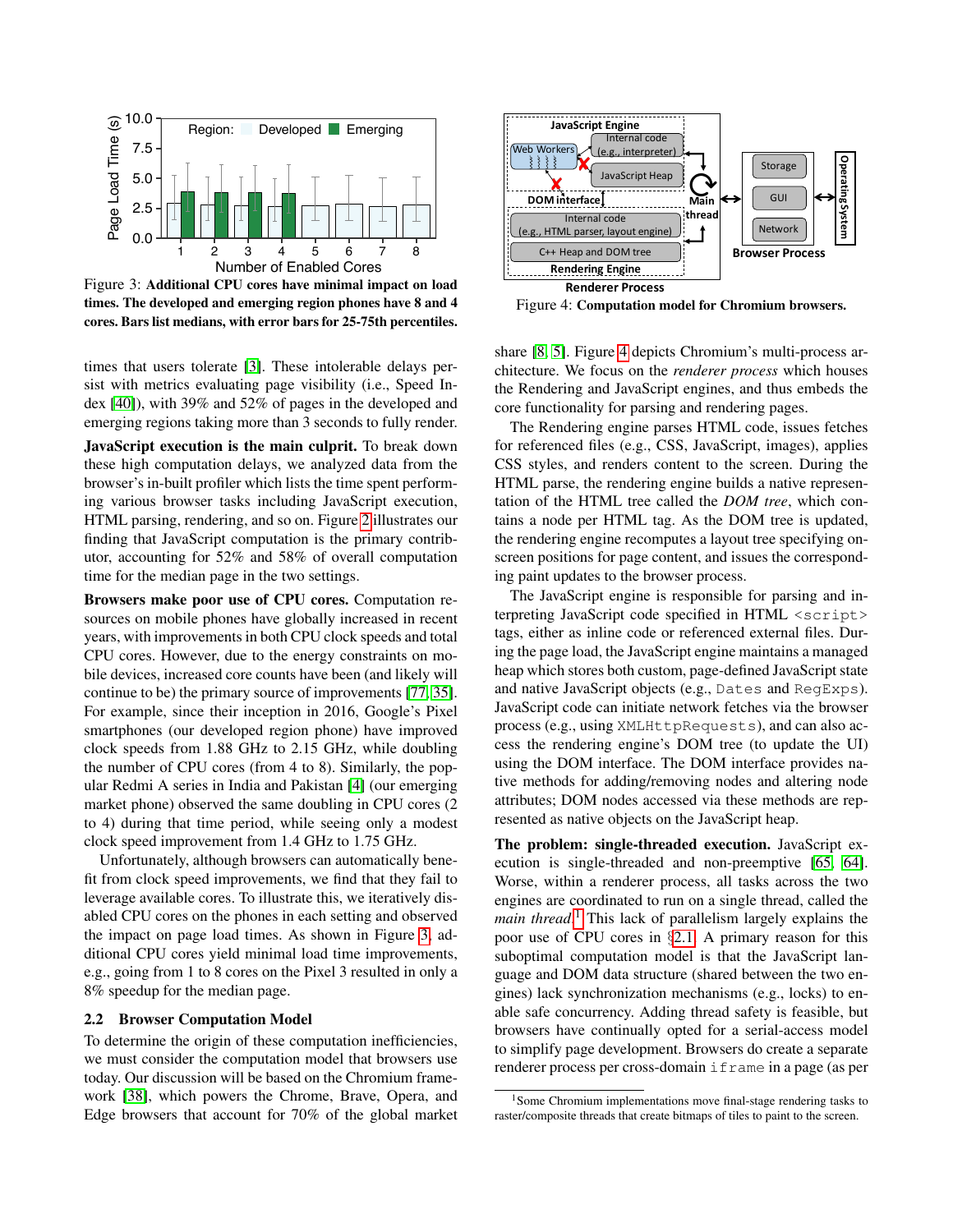Figure 3: **Additional CPU cores have minimal impact on load times. The developed and emerging region phones have 8 and 4 cores. Bars list medians, with error bars for 25-75th percentiles.**

times that users tolerate [3]. These intolerable delays persist with metrics evaluating page visibility (i.e., Speed Index [40]), with 39% and 52% of pages in the developed and emerging regions taking more than 3 seconds to fully render.

**JavaScript execution is the main culprit.** To break down these high computation delays, we analyzed data from the browser's in-built profiler which lists the time spent performing various browser tasks including JavaScript execution, HTML parsing, rendering, and so on. Figure 2 illustrates our finding that JavaScript computation is the primary contributor, accounting for 52% and 58% of overall computation time for the median page in the two settings.

**Browsers make poor use of CPU cores.** Computation resources on mobile phones have globally increased in recent years, with improvements in both CPU clock speeds and total CPU cores. However, due to the energy constraints on mobile devices, increased core counts have been (and likely will continue to be) the primary source of improvements [77, 35]. For example, since their inception in 2016, Google's Pixel smartphones (our developed region phone) have improved clock speeds from 1.88 GHz to 2.15 GHz, while doubling the number of CPU cores (from 4 to 8). Similarly, the popular Redmi A series in India and Pakistan [4] (our emerging market phone) observed the same doubling in CPU cores (2 to 4) during that time period, while seeing only a modest clock speed improvement from 1.4 GHz to 1.75 GHz.

Unfortunately, although browsers can automatically benefit from clock speed improvements, we find that they fail to leverage available cores. To illustrate this, we iteratively disabled CPU cores on the phones in each setting and observed the impact on page load times. As shown in Figure 3, additional CPU cores yield minimal load time improvements, e.g., going from 1 to 8 cores on the Pixel 3 resulted in only a 8% speedup for the median page.

## 2.2 Browser Computation Model

To determine the origin of these computation inefficiencies, we must consider the computation model that browsers use today. Our discussion will be based on the Chromium framework [38], which powers the Chrome, Brave, Opera, and Edge browsers that account for 70% of the global market share [8, 5]. Figure 4 depicts Chromium's multi-process architecture. We focus on the *renderer process* which houses the Rendering and JavaScript engines, and thus embeds the core functionality for parsing and rendering pages.

Figure 4: **Computation model for Chromium browsers.**

The Rendering engine parses HTML code, issues fetches for referenced files (e.g., CSS, JavaScript, images), applies CSS styles, and renders content to the screen. During the HTML parse, the rendering engine builds a native representation of the HTML tree called the *DOM tree*, which contains a node per HTML tag. As the DOM tree is updated, the rendering engine recomputes a layout tree specifying on-screen positions for page content, and issues the corresponding paint updates to the browser process.

The JavaScript engine is responsible for parsing and interpreting JavaScript code specified in HTML `<script>` tags, either as inline code or referenced external files. During the page load, the JavaScript engine maintains a managed heap which stores both custom, page-defined JavaScript state and native JavaScript objects (e.g., `Dates` and `RegExps`). JavaScript code can initiate network fetches via the browser process (e.g., using `XMLHttpRequests`), and can also access the rendering engine's DOM tree (to update the UI) using the DOM interface. The DOM interface provides native methods for adding/removing nodes and altering node attributes; DOM nodes accessed via these methods are represented as native objects on the JavaScript heap.

**The problem: single-threaded execution.** JavaScript execution is single-threaded and non-preemptive [65, 64]. Worse, within a renderer process, all tasks across the two engines are coordinated to run on a single thread, called the *main thread*.[1] This lack of parallelism largely explains the poor use of CPU cores in §2.1. A primary reason for this suboptimal computation model is that the JavaScript language and DOM data structure (shared between the two engines) lack synchronization mechanisms (e.g., locks) to enable safe concurrency. Adding thread safety is feasible, but browsers have continually opted for a serial-access model to simplify page development. Browsers do create a separate renderer process per cross-domain `iframe` in a page (as per

[1] Some Chromium implementations move final-stage rendering tasks to raster/composite threads that create bitmaps of tiles to paint to the screen.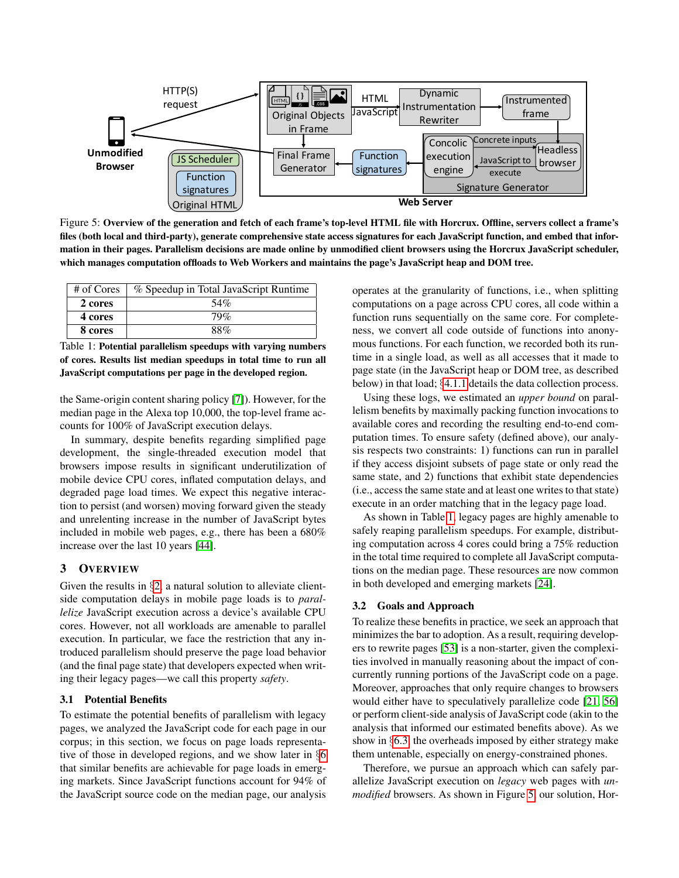Figure 5: **Overview of the generation and fetch of each frame's top-level HTML file with Horcrux. Offline, servers collect a frame's files (both local and third-party), generate comprehensive state access signatures for each JavaScript function, and embed that information in their pages. Parallelism decisions are made online by unmodified client browsers using the Horcrux JavaScript scheduler, which manages computation offloads to Web Workers and maintains the page's JavaScript heap and DOM tree.**

| # of Cores | % Speedup in Total JavaScript Runtime |
|---|---|
| **2 cores** | 54% |
| **4 cores** | 79% |
| **8 cores** | 88% |

Table 1: **Potential parallelism speedups with varying numbers of cores. Results list median speedups in total time to run all JavaScript computations per page in the developed region.**

the Same-origin content sharing policy [7]). However, for the median page in the Alexa top 10,000, the top-level frame accounts for 100% of JavaScript execution delays.

In summary, despite benefits regarding simplified page development, the single-threaded execution model that browsers impose results in significant underutilization of mobile device CPU cores, inflated computation delays, and degraded page load times. We expect this negative interaction to persist (and worsen) moving forward given the steady and unrelenting increase in the number of JavaScript bytes included in mobile web pages, e.g., there has been a 680% increase over the last 10 years [44].

## 3 Overview

Given the results in §2, a natural solution to alleviate client-side computation delays in mobile page loads is to *parallelize* JavaScript execution across a device's available CPU cores. However, not all workloads are amenable to parallel execution. In particular, we face the restriction that any introduced parallelism should preserve the page load behavior (and the final page state) that developers expected when writing their legacy pages—we call this property *safety*.

### 3.1 Potential Benefits

To estimate the potential benefits of parallelism with legacy pages, we analyzed the JavaScript code for each page in our corpus; in this section, we focus on page loads representative of those in developed regions, and we show later in §6 that similar benefits are achievable for page loads in emerging markets. Since JavaScript functions account for 94% of the JavaScript source code on the median page, our analysis operates at the granularity of functions, i.e., when splitting computations on a page across CPU cores, all code within a function runs sequentially on the same core. For completeness, we convert all code outside of functions into anonymous functions. For each function, we recorded both its runtime in a single load, as well as all accesses that it made to page state (in the JavaScript heap or DOM tree, as described below) in that load; §4.1.1 details the data collection process.

Using these logs, we estimated an *upper bound* on parallelism benefits by maximally packing function invocations to available cores and recording the resulting end-to-end computation times. To ensure safety (defined above), our analysis respects two constraints: 1) functions can run in parallel if they access disjoint subsets of page state or only read the same state, and 2) functions that exhibit state dependencies (i.e., access the same state and at least one writes to that state) execute in an order matching that in the legacy page load.

As shown in Table 1, legacy pages are highly amenable to safely reaping parallelism speedups. For example, distributing computation across 4 cores could bring a 75% reduction in the total time required to complete all JavaScript computations on the median page. These resources are now common in both developed and emerging markets [24].

### 3.2 Goals and Approach

To realize these benefits in practice, we seek an approach that minimizes the bar to adoption. As a result, requiring developers to rewrite pages [53] is a non-starter, given the complexities involved in manually reasoning about the impact of concurrently running portions of the JavaScript code on a page. Moreover, approaches that only require changes to browsers would either have to speculatively parallelize code [21, 56] or perform client-side analysis of JavaScript code (akin to the analysis that informed our estimated benefits above). As we show in §6.3, the overheads imposed by either strategy make them untenable, especially on energy-constrained phones.

Therefore, we pursue an approach which can safely parallelize JavaScript execution on *legacy* web pages with *unmodified* browsers. As shown in Figure 5, our solution, Hor-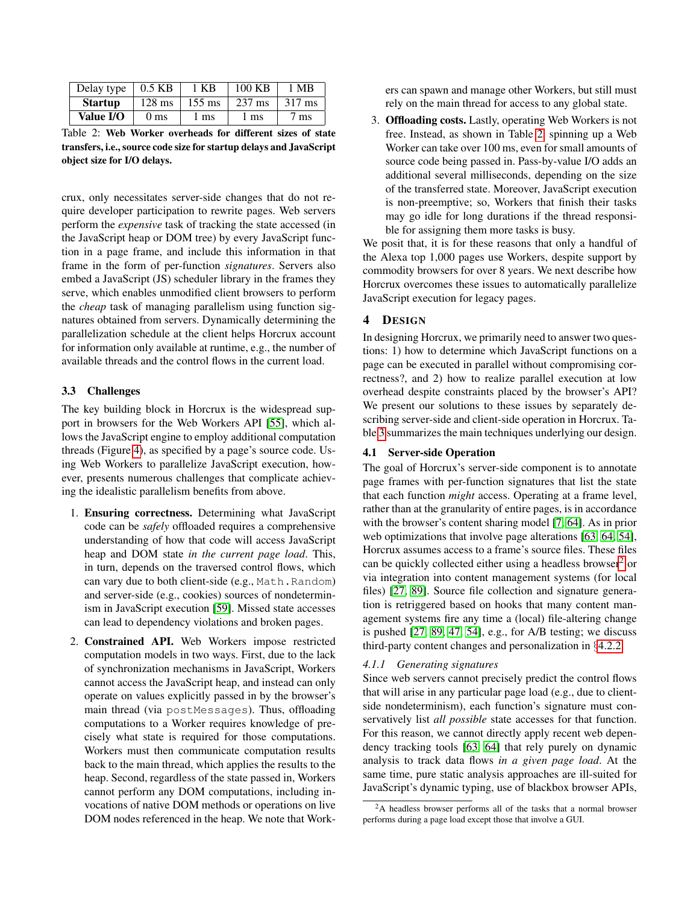| Delay type | 0.5 KB | 1 KB | 100 KB | 1 MB |
|---|---|---|---|---|
| **Startup** | 128 ms | 155 ms | 237 ms | 317 ms |
| **Value I/O** | 0 ms | 1 ms | 1 ms | 7 ms |

Table 2: **Web Worker overheads for different sizes of state transfers, i.e., source code size for startup delays and JavaScript object size for I/O delays.**

crux, only necessitates server-side changes that do not require developer participation to rewrite pages. Web servers perform the *expensive* task of tracking the state accessed (in the JavaScript heap or DOM tree) by every JavaScript function in a page frame, and include this information in that frame in the form of per-function *signatures*. Servers also embed a JavaScript (JS) scheduler library in the frames they serve, which enables unmodified client browsers to perform the *cheap* task of managing parallelism using function signatures obtained from servers. Dynamically determining the parallelization schedule at the client helps Horcrux account for information only available at runtime, e.g., the number of available threads and the control flows in the current load.

### 3.3 Challenges

The key building block in Horcrux is the widespread support in browsers for the Web Workers API [55], which allows the JavaScript engine to employ additional computation threads (Figure 4), as specified by a page's source code. Using Web Workers to parallelize JavaScript execution, however, presents numerous challenges that complicate achieving the idealistic parallelism benefits from above.

1. **Ensuring correctness.** Determining what JavaScript code can be *safely* offloaded requires a comprehensive understanding of how that code will access JavaScript heap and DOM state *in the current page load*. This, in turn, depends on the traversed control flows, which can vary due to both client-side (e.g., `Math.Random`) and server-side (e.g., cookies) sources of nondeterminism in JavaScript execution [59]. Missed state accesses can lead to dependency violations and broken pages.
2. **Constrained API.** Web Workers impose restricted computation models in two ways. First, due to the lack of synchronization mechanisms in JavaScript, Workers cannot access the JavaScript heap, and instead can only operate on values explicitly passed in by the browser's main thread (via `postMessages`). Thus, offloading computations to a Worker requires knowledge of precisely what state is required for those computations. Workers must then communicate computation results back to the main thread, which applies the results to the heap. Second, regardless of the state passed in, Workers cannot perform any DOM computations, including invocations of native DOM methods or operations on live DOM nodes referenced in the heap. We note that Workers can spawn and manage other Workers, but still must rely on the main thread for access to any global state.
3. **Offloading costs.** Lastly, operating Web Workers is not free. Instead, as shown in Table 2, spinning up a Web Worker can take over 100 ms, even for small amounts of source code being passed in. Pass-by-value I/O adds an additional several milliseconds, depending on the size of the transferred state. Moreover, JavaScript execution is non-preemptive; so, Workers that finish their tasks may go idle for long durations if the thread responsible for assigning them more tasks is busy.

We posit that, it is for these reasons that only a handful of the Alexa top 1,000 pages use Workers, despite support by commodity browsers for over 8 years. We next describe how Horcrux overcomes these issues to automatically parallelize JavaScript execution for legacy pages.

## 4 Design

In designing Horcrux, we primarily need to answer two questions: 1) how to determine which JavaScript functions on a page can be executed in parallel without compromising correctness?, and 2) how to realize parallel execution at low overhead despite constraints placed by the browser's API? We present our solutions to these issues by separately describing server-side and client-side operation in Horcrux. Table 3 summarizes the main techniques underlying our design.

### 4.1 Server-side Operation

The goal of Horcrux's server-side component is to annotate page frames with per-function signatures that list the state that each function *might* access. Operating at a frame level, rather than at the granularity of entire pages, is in accordance with the browser's content sharing model [7, 64]. As in prior web optimizations that involve page alterations [63, 64, 54], Horcrux assumes access to a frame's source files. These files can be quickly collected either using a headless browser[2] or via integration into content management systems (for local files) [27, 89]. Source file collection and signature generation is retriggered based on hooks that many content management systems fire any time a (local) file-altering change is pushed [27, 89, 47, 54], e.g., for A/B testing; we discuss third-party content changes and personalization in §4.2.2.

#### 4.1.1 Generating signatures

Since web servers cannot precisely predict the control flows that will arise in any particular page load (e.g., due to client-side nondeterminism), each function's signature must conservatively list *all possible* state accesses for that function. For this reason, we cannot directly apply recent web dependency tracking tools [63, 64] that rely purely on dynamic analysis to track data flows *in a given page load*. At the same time, pure static analysis approaches are ill-suited for JavaScript's dynamic typing, use of blackbox browser APIs,

[2] A headless browser performs all of the tasks that a normal browser performs during a page load except those that involve a GUI.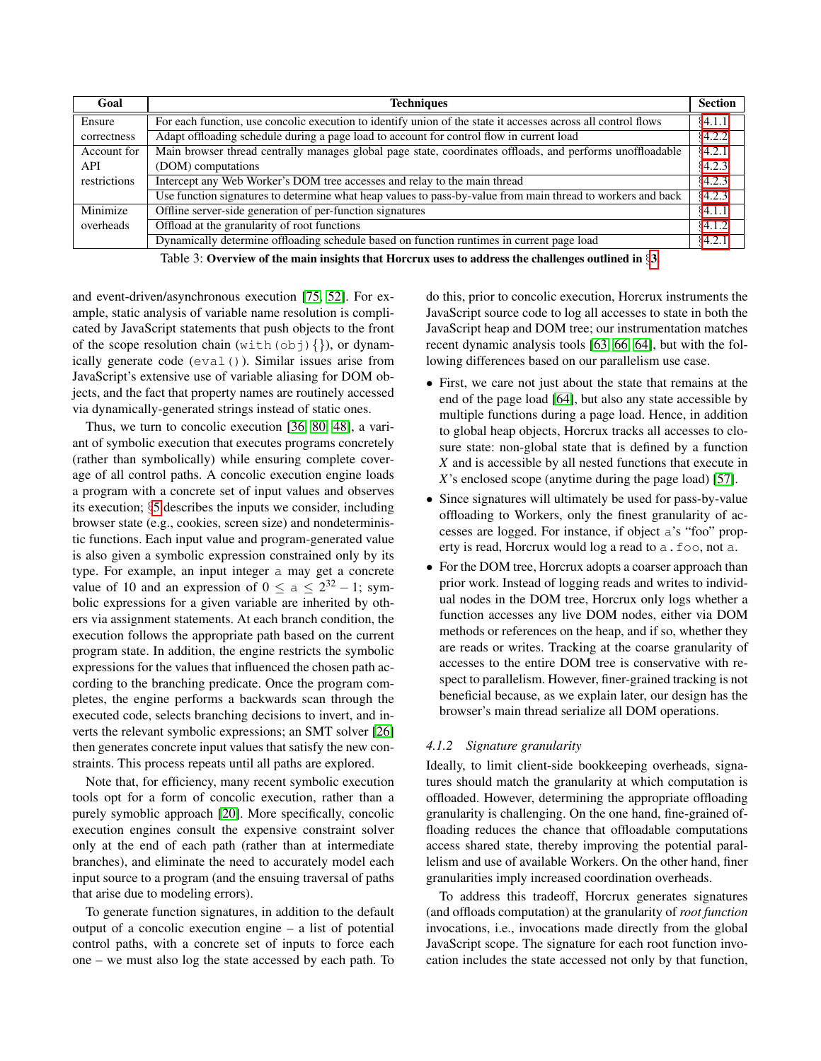| Goal | Techniques | Section |
|---|---|---|
| Ensure correctness | For each function, use concolic execution to identify union of the state it accesses across all control flows | §4.1.1 |
| | Adapt offloading schedule during a page load to account for control flow in current load | §4.2.2 |
| Account for API restrictions | Main browser thread centrally manages global page state, coordinates offloads, and performs unoffloadable (DOM) computations | §4.2.1 §4.2.3 |
| | Intercept any Web Worker's DOM tree accesses and relay to the main thread | §4.2.3 |
| | Use function signatures to determine what heap values to pass-by-value from main thread to workers and back | §4.2.3 |
| Minimize overheads | Offline server-side generation of per-function signatures | §4.1.1 |
| | Offload at the granularity of root functions | §4.1.2 |
| | Dynamically determine offloading schedule based on function runtimes in current page load | §4.2.1 |

Table 3: **Overview of the main insights that Horcrux uses to address the challenges outlined in §3.**

and event-driven/asynchronous execution [75, 52]. For example, static analysis of variable name resolution is complicated by JavaScript statements that push objects to the front of the scope resolution chain (`with(obj){}`), or dynamically generate code (`eval()`). Similar issues arise from JavaScript's extensive use of variable aliasing for DOM objects, and the fact that property names are routinely accessed via dynamically-generated strings instead of static ones.

Thus, we turn to concolic execution [36, 80, 48], a variant of symbolic execution that executes programs concretely (rather than symbolically) while ensuring complete coverage of all control paths. A concolic execution engine loads a program with a concrete set of input values and observes its execution; §5 describes the inputs we consider, including browser state (e.g., cookies, screen size) and nondeterministic functions. Each input value and program-generated value is also given a symbolic expression constrained only by its type. For example, an input integer `a` may get a concrete value of 10 and an expression of $0 \leq a \leq 2^{32}-1$; symbolic expressions for a given variable are inherited by others via assignment statements. At each branch condition, the execution follows the appropriate path based on the current program state. In addition, the engine restricts the symbolic expressions for the values that influenced the chosen path according to the branching predicate. Once the program completes, the engine performs a backwards scan through the executed code, selects branching decisions to invert, and inverts the relevant symbolic expressions; an SMT solver [26] then generates concrete input values that satisfy the new constraints. This process repeats until all paths are explored.

Note that, for efficiency, many recent symbolic execution tools opt for a form of concolic execution, rather than a purely symbolic approach [20]. More specifically, concolic execution engines consult the expensive constraint solver only at the end of each path (rather than at intermediate branches), and eliminate the need to accurately model each input source to a program (and the ensuing traversal of paths that arise due to modeling errors).

To generate function signatures, in addition to the default output of a concolic execution engine – a list of potential control paths, with a concrete set of inputs to force each one – we must also log the state accessed by each path. To do this, prior to concolic execution, Horcrux instruments the JavaScript source code to log all accesses to state in both the JavaScript heap and DOM tree; our instrumentation matches recent dynamic analysis tools [63, 66, 64], but with the following differences based on our parallelism use case.

- First, we care not just about the state that remains at the end of the page load [64], but also any state accessible by multiple functions during a page load. Hence, in addition to global heap objects, Horcrux tracks all accesses to closure state: non-global state that is defined by a function *X* and is accessible by all nested functions that execute in *X*'s enclosed scope (anytime during the page load) [57].
- Since signatures will ultimately be used for pass-by-value offloading to Workers, only the finest granularity of accesses are logged. For instance, if object `a`'s "foo" property is read, Horcrux would log a read to `a.foo`, not `a`.
- For the DOM tree, Horcrux adopts a coarser approach than prior work. Instead of logging reads and writes to individual nodes in the DOM tree, Horcrux only logs whether a function accesses any live DOM nodes, either via DOM methods or references on the heap, and if so, whether they are reads or writes. Tracking at the coarse granularity of accesses to the entire DOM tree is conservative with respect to parallelism. However, finer-grained tracking is not beneficial because, as we explain later, our design has the browser's main thread serialize all DOM operations.

#### 4.1.2 *Signature granularity*

Ideally, to limit client-side bookkeeping overheads, signatures should match the granularity at which computation is offloaded. However, determining the appropriate offloading granularity is challenging. On the one hand, fine-grained offloading reduces the chance that offloadable computations access shared state, thereby improving the potential parallelism and use of available Workers. On the other hand, finer granularities imply increased coordination overheads.

To address this tradeoff, Horcrux generates signatures (and offloads computation) at the granularity of *root function* invocations, i.e., invocations made directly from the global JavaScript scope. The signature for each root function invocation includes the state accessed not only by that function,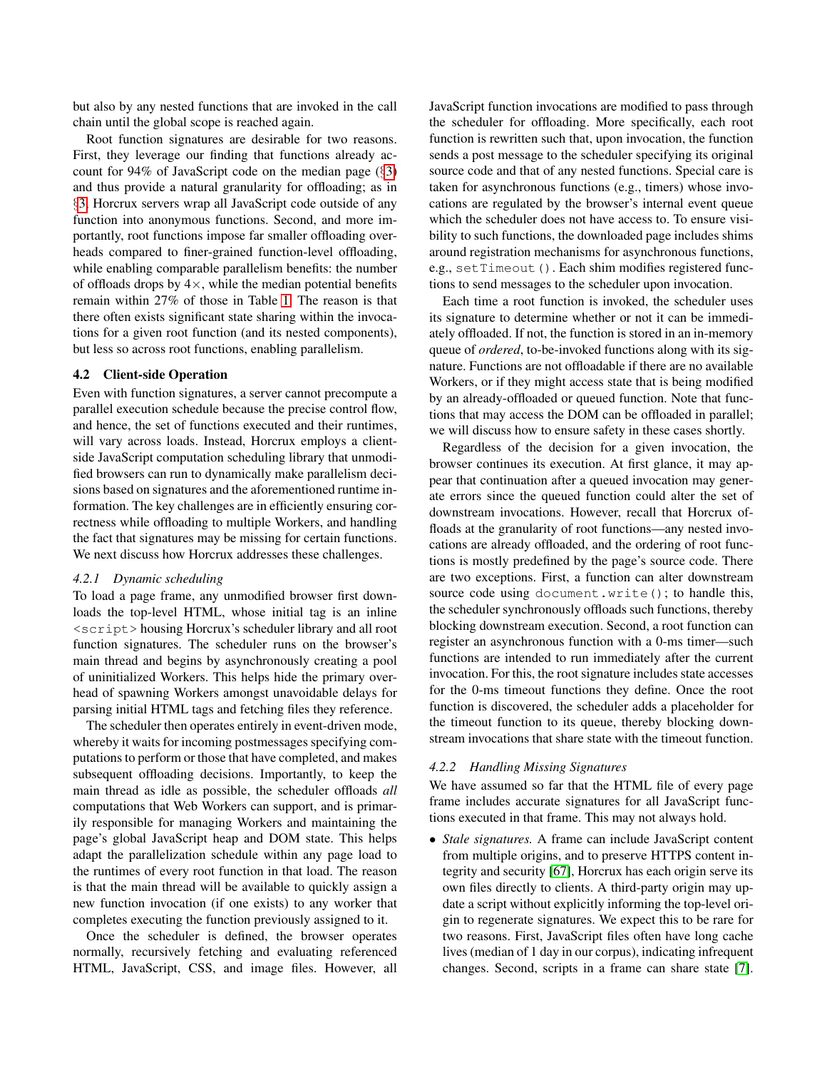but also by any nested functions that are invoked in the call chain until the global scope is reached again.

Root function signatures are desirable for two reasons. First, they leverage our finding that functions already account for 94% of JavaScript code on the median page (§3) and thus provide a natural granularity for offloading; as in §3, Horcrux servers wrap all JavaScript code outside of any function into anonymous functions. Second, and more importantly, root functions impose far smaller offloading overheads compared to finer-grained function-level offloading, while enabling comparable parallelism benefits: the number of offloads drops by 4×, while the median potential benefits remain within 27% of those in Table 1. The reason is that there often exists significant state sharing within the invocations for a given root function (and its nested components), but less so across root functions, enabling parallelism.

### 4.2 Client-side Operation

Even with function signatures, a server cannot precompute a parallel execution schedule because the precise control flow, and hence, the set of functions executed and their runtimes, will vary across loads. Instead, Horcrux employs a client-side JavaScript computation scheduling library that unmodified browsers can run to dynamically make parallelism decisions based on signatures and the aforementioned runtime information. The key challenges are in efficiently ensuring correctness while offloading to multiple Workers, and handling the fact that signatures may be missing for certain functions. We next discuss how Horcrux addresses these challenges.

#### 4.2.1 Dynamic scheduling

To load a page frame, any unmodified browser first downloads the top-level HTML, whose initial tag is an inline `<script>` housing Horcrux's scheduler library and all root function signatures. The scheduler runs on the browser's main thread and begins by asynchronously creating a pool of uninitialized Workers. This helps hide the primary overhead of spawning Workers amongst unavoidable delays for parsing initial HTML tags and fetching files they reference.

The scheduler then operates entirely in event-driven mode, whereby it waits for incoming postmessages specifying computations to perform or those that have completed, and makes subsequent offloading decisions. Importantly, to keep the main thread as idle as possible, the scheduler offloads *all* computations that Web Workers can support, and is primarily responsible for managing Workers and maintaining the page's global JavaScript heap and DOM state. This helps adapt the parallelization schedule within any page load to the runtimes of every root function in that load. The reason is that the main thread will be available to quickly assign a new function invocation (if one exists) to any worker that completes executing the function previously assigned to it.

Once the scheduler is defined, the browser operates normally, recursively fetching and evaluating referenced HTML, JavaScript, CSS, and image files. However, all JavaScript function invocations are modified to pass through the scheduler for offloading. More specifically, each root function is rewritten such that, upon invocation, the function sends a post message to the scheduler specifying its original source code and that of any nested functions. Special care is taken for asynchronous functions (e.g., timers) whose invocations are regulated by the browser's internal event queue which the scheduler does not have access to. To ensure visibility to such functions, the downloaded page includes shims around registration mechanisms for asynchronous functions, e.g., `setTimeout()`. Each shim modifies registered functions to send messages to the scheduler upon invocation.

Each time a root function is invoked, the scheduler uses its signature to determine whether or not it can be immediately offloaded. If not, the function is stored in an in-memory queue of *ordered*, to-be-invoked functions along with its signature. Functions are not offloadable if there are no available Workers, or if they might access state that is being modified by an already-offloaded or queued function. Note that functions that may access the DOM can be offloaded in parallel; we will discuss how to ensure safety in these cases shortly.

Regardless of the decision for a given invocation, the browser continues its execution. At first glance, it may appear that continuation after a queued invocation may generate errors since the queued function could alter the set of downstream invocations. However, recall that Horcrux offloads at the granularity of root functions—any nested invocations are already offloaded, and the ordering of root functions is mostly predefined by the page's source code. There are two exceptions. First, a function can alter downstream source code using `document.write()`; to handle this, the scheduler synchronously offloads such functions, thereby blocking downstream execution. Second, a root function can register an asynchronous function with a 0-ms timer—such functions are intended to run immediately after the current invocation. For this, the root signature includes state accesses for the 0-ms timeout functions they define. Once the root function is discovered, the scheduler adds a placeholder for the timeout function to its queue, thereby blocking downstream invocations that share state with the timeout function.

#### 4.2.2 Handling Missing Signatures

We have assumed so far that the HTML file of every page frame includes accurate signatures for all JavaScript functions executed in that frame. This may not always hold.

- *Stale signatures.* A frame can include JavaScript content from multiple origins, and to preserve HTTPS content integrity and security [67], Horcrux has each origin serve its own files directly to clients. A third-party origin may update a script without explicitly informing the top-level origin to regenerate signatures. We expect this to be rare for two reasons. First, JavaScript files often have long cache lives (median of 1 day in our corpus), indicating infrequent changes. Second, scripts in a frame can share state [7].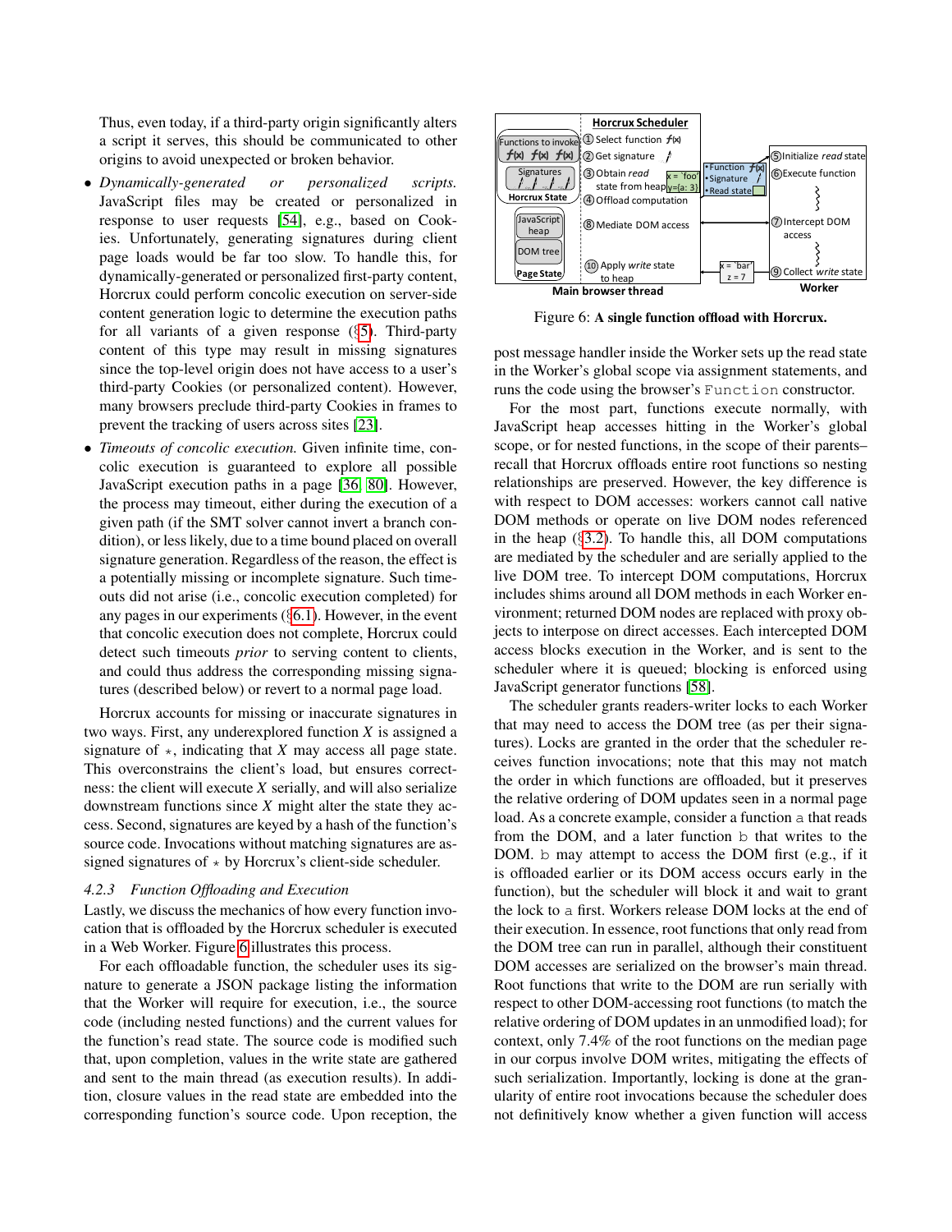Thus, even today, if a third-party origin significantly alters a script it serves, this should be communicated to other origins to avoid unexpected or broken behavior.

- *Dynamically-generated or personalized scripts.* JavaScript files may be created or personalized in response to user requests [54], e.g., based on Cookies. Unfortunately, generating signatures during client page loads would be far too slow. To handle this, for dynamically-generated or personalized first-party content, Horcrux could perform concolic execution on server-side content generation logic to determine the execution paths for all variants of a given response (§5). Third-party content of this type may result in missing signatures since the top-level origin does not have access to a user's third-party Cookies (or personalized content). However, many browsers preclude third-party Cookies in frames to prevent the tracking of users across sites [23].
- *Timeouts of concolic execution.* Given infinite time, concolic execution is guaranteed to explore all possible JavaScript execution paths in a page [36, 80]. However, the process may timeout, either during the execution of a given path (if the SMT solver cannot invert a branch condition), or less likely, due to a time bound placed on overall signature generation. Regardless of the reason, the effect is a potentially missing or incomplete signature. Such timeouts did not arise (i.e., concolic execution completed) for any pages in our experiments (§6.1). However, in the event that concolic execution does not complete, Horcrux could detect such timeouts *prior* to serving content to clients, and could thus address the corresponding missing signatures (described below) or revert to a normal page load.

Horcrux accounts for missing or inaccurate signatures in two ways. First, any underexplored function $X$ is assigned a signature of $\star$, indicating that $X$ may access all page state. This overconstrains the client's load, but ensures correctness: the client will execute $X$ serially, and will also serialize downstream functions since $X$ might alter the state they access. Second, signatures are keyed by a hash of the function's source code. Invocations without matching signatures are assigned signatures of $\star$ by Horcrux's client-side scheduler.

### 4.2.3 Function Offloading and Execution

Lastly, we discuss the mechanics of how every function invocation that is offloaded by the Horcrux scheduler is executed in a Web Worker. Figure 6 illustrates this process.

For each offloadable function, the scheduler uses its signature to generate a JSON package listing the information that the Worker will require for execution, i.e., the source code (including nested functions) and the current values for the function's read state. The source code is modified such that, upon completion, values in the write state are gathered and sent to the main thread (as execution results). In addition, closure values in the read state are embedded into the corresponding function's source code. Upon reception, the post message handler inside the Worker sets up the read state in the Worker's global scope via assignment statements, and runs the code using the browser's `Function` constructor.

Figure 6: **A single function offload with Horcrux.**

For the most part, functions execute normally, with JavaScript heap accesses hitting in the Worker's global scope, or for nested functions, in the scope of their parents– recall that Horcrux offloads entire root functions so nesting relationships are preserved. However, the key difference is with respect to DOM accesses: workers cannot call native DOM methods or operate on live DOM nodes referenced in the heap (§3.2). To handle this, all DOM computations are mediated by the scheduler and are serially applied to the live DOM tree. To intercept DOM computations, Horcrux includes shims around all DOM methods in each Worker environment; returned DOM nodes are replaced with proxy objects to interpose on direct accesses. Each intercepted DOM access blocks execution in the Worker, and is sent to the scheduler where it is queued; blocking is enforced using JavaScript generator functions [58].

The scheduler grants readers-writer locks to each Worker that may need to access the DOM tree (as per their signatures). Locks are granted in the order that the scheduler receives function invocations; note that this may not match the order in which functions are offloaded, but it preserves the relative ordering of DOM updates seen in a normal page load. As a concrete example, consider a function `a` that reads from the DOM, and a later function `b` that writes to the DOM. `b` may attempt to access the DOM first (e.g., if it is offloaded earlier or its DOM access occurs early in the function), but the scheduler will block it and wait to grant the lock to `a` first. Workers release DOM locks at the end of their execution. In essence, root functions that only read from the DOM tree can run in parallel, although their constituent DOM accesses are serialized on the browser's main thread. Root functions that write to the DOM are run serially with respect to other DOM-accessing root functions (to match the relative ordering of DOM updates in an unmodified load); for context, only 7.4% of the root functions on the median page in our corpus involve DOM writes, mitigating the effects of such serialization. Importantly, locking is done at the granularity of entire root invocations because the scheduler does not definitively know whether a given function will access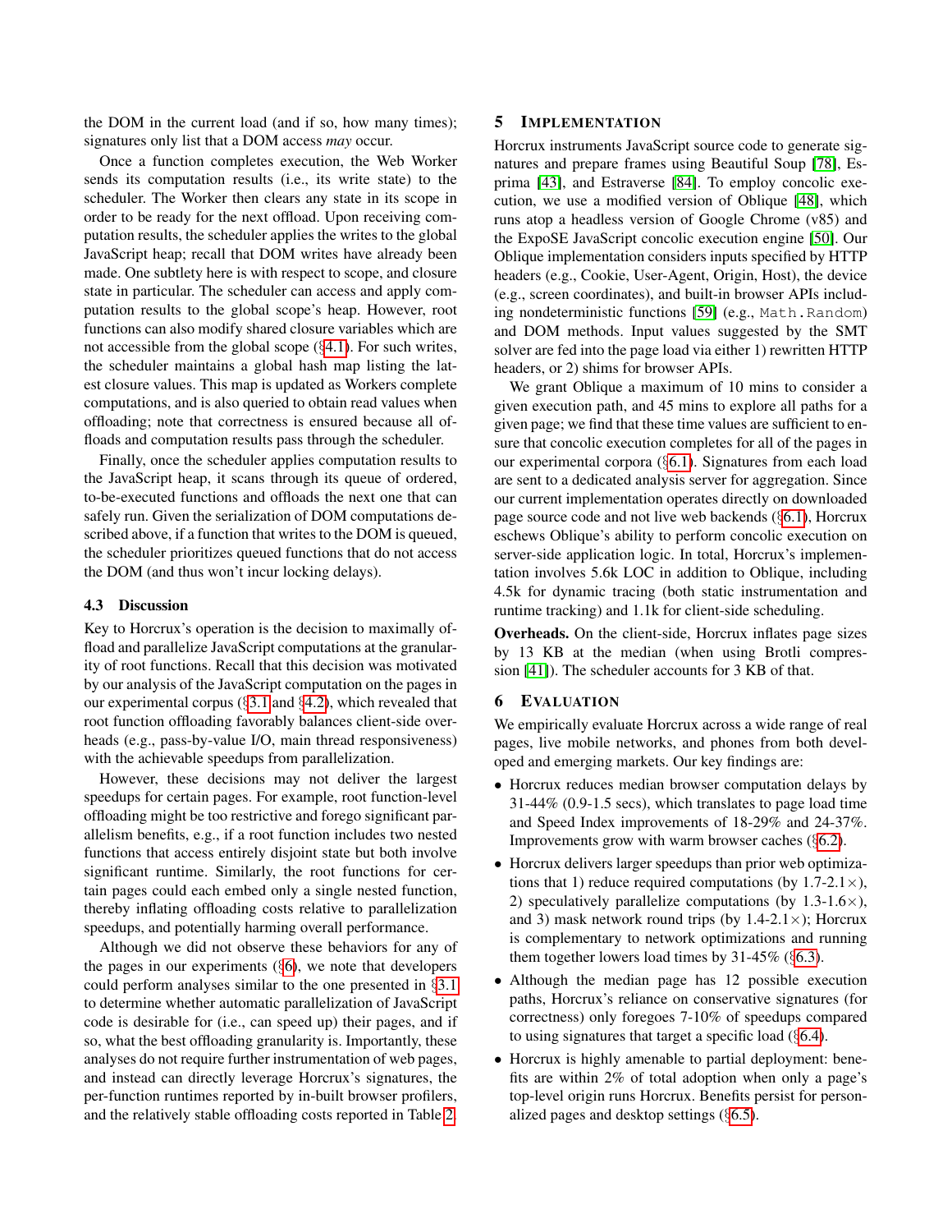the DOM in the current load (and if so, how many times); signatures only list that a DOM access *may* occur.

Once a function completes execution, the Web Worker sends its computation results (i.e., its write state) to the scheduler. The Worker then clears any state in its scope in order to be ready for the next offload. Upon receiving computation results, the scheduler applies the writes to the global JavaScript heap; recall that DOM writes have already been made. One subtlety here is with respect to scope, and closure state in particular. The scheduler can access and apply computation results to the global scope's heap. However, root functions can also modify shared closure variables which are not accessible from the global scope (§4.1). For such writes, the scheduler maintains a global hash map listing the latest closure values. This map is updated as Workers complete computations, and is also queried to obtain read values when offloading; note that correctness is ensured because all offloads and computation results pass through the scheduler.

Finally, once the scheduler applies computation results to the JavaScript heap, it scans through its queue of ordered, to-be-executed functions and offloads the next one that can safely run. Given the serialization of DOM computations described above, if a function that writes to the DOM is queued, the scheduler prioritizes queued functions that do not access the DOM (and thus won't incur locking delays).

### 4.3 Discussion

Key to Horcrux's operation is the decision to maximally offload and parallelize JavaScript computations at the granularity of root functions. Recall that this decision was motivated by our analysis of the JavaScript computation on the pages in our experimental corpus (§3.1 and §4.2), which revealed that root function offloading favorably balances client-side overheads (e.g., pass-by-value I/O, main thread responsiveness) with the achievable speedups from parallelization.

However, these decisions may not deliver the largest speedups for certain pages. For example, root function-level offloading might be too restrictive and forego significant parallelism benefits, e.g., if a root function includes two nested functions that access entirely disjoint state but both involve significant runtime. Similarly, the root functions for certain pages could each embed only a single nested function, thereby inflating offloading costs relative to parallelization speedups, and potentially harming overall performance.

Although we did not observe these behaviors for any of the pages in our experiments (§6), we note that developers could perform analyses similar to the one presented in §3.1 to determine whether automatic parallelization of JavaScript code is desirable for (i.e., can speed up) their pages, and if so, what the best offloading granularity is. Importantly, these analyses do not require further instrumentation of web pages, and instead can directly leverage Horcrux's signatures, the per-function runtimes reported by in-built browser profilers, and the relatively stable offloading costs reported in Table 2.

## 5 Implementation

Horcrux instruments JavaScript source code to generate signatures and prepare frames using Beautiful Soup [78], Esprima [43], and Estraverse [84]. To employ concolic execution, we use a modified version of Oblique [48], which runs atop a headless version of Google Chrome (v85) and the ExpoSE JavaScript concolic execution engine [50]. Our Oblique implementation considers inputs specified by HTTP headers (e.g., Cookie, User-Agent, Origin, Host), the device (e.g., screen coordinates), and built-in browser APIs including nondeterministic functions [59] (e.g., `Math.Random`) and DOM methods. Input values suggested by the SMT solver are fed into the page load via either 1) rewritten HTTP headers, or 2) shims for browser APIs.

We grant Oblique a maximum of 10 mins to consider a given execution path, and 45 mins to explore all paths for a given page; we find that these time values are sufficient to ensure that concolic execution completes for all of the pages in our experimental corpora (§6.1). Signatures from each load are sent to a dedicated analysis server for aggregation. Since our current implementation operates directly on downloaded page source code and not live web backends (§6.1), Horcrux eschews Oblique's ability to perform concolic execution on server-side application logic. In total, Horcrux's implementation involves 5.6k LOC in addition to Oblique, including 4.5k for dynamic tracing (both static instrumentation and runtime tracking) and 1.1k for client-side scheduling.

**Overheads.** On the client-side, Horcrux inflates page sizes by 13 KB at the median (when using Brotli compression [41]). The scheduler accounts for 3 KB of that.

## 6 Evaluation

We empirically evaluate Horcrux across a wide range of real pages, live mobile networks, and phones from both developed and emerging markets. Our key findings are:

- Horcrux reduces median browser computation delays by 31-44% (0.9-1.5 secs), which translates to page load time and Speed Index improvements of 18-29% and 24-37%. Improvements grow with warm browser caches (§6.2).
- Horcrux delivers larger speedups than prior web optimizations that 1) reduce required computations (by 1.7-2.1×), 2) speculatively parallelize computations (by 1.3-1.6×), and 3) mask network round trips (by 1.4-2.1×); Horcrux is complementary to network optimizations and running them together lowers load times by 31-45% (§6.3).
- Although the median page has 12 possible execution paths, Horcrux's reliance on conservative signatures (for correctness) only foregoes 7-10% of speedups compared to using signatures that target a specific load (§6.4).
- Horcrux is highly amenable to partial deployment: benefits are within 2% of total adoption when only a page's top-level origin runs Horcrux. Benefits persist for personalized pages and desktop settings (§6.5).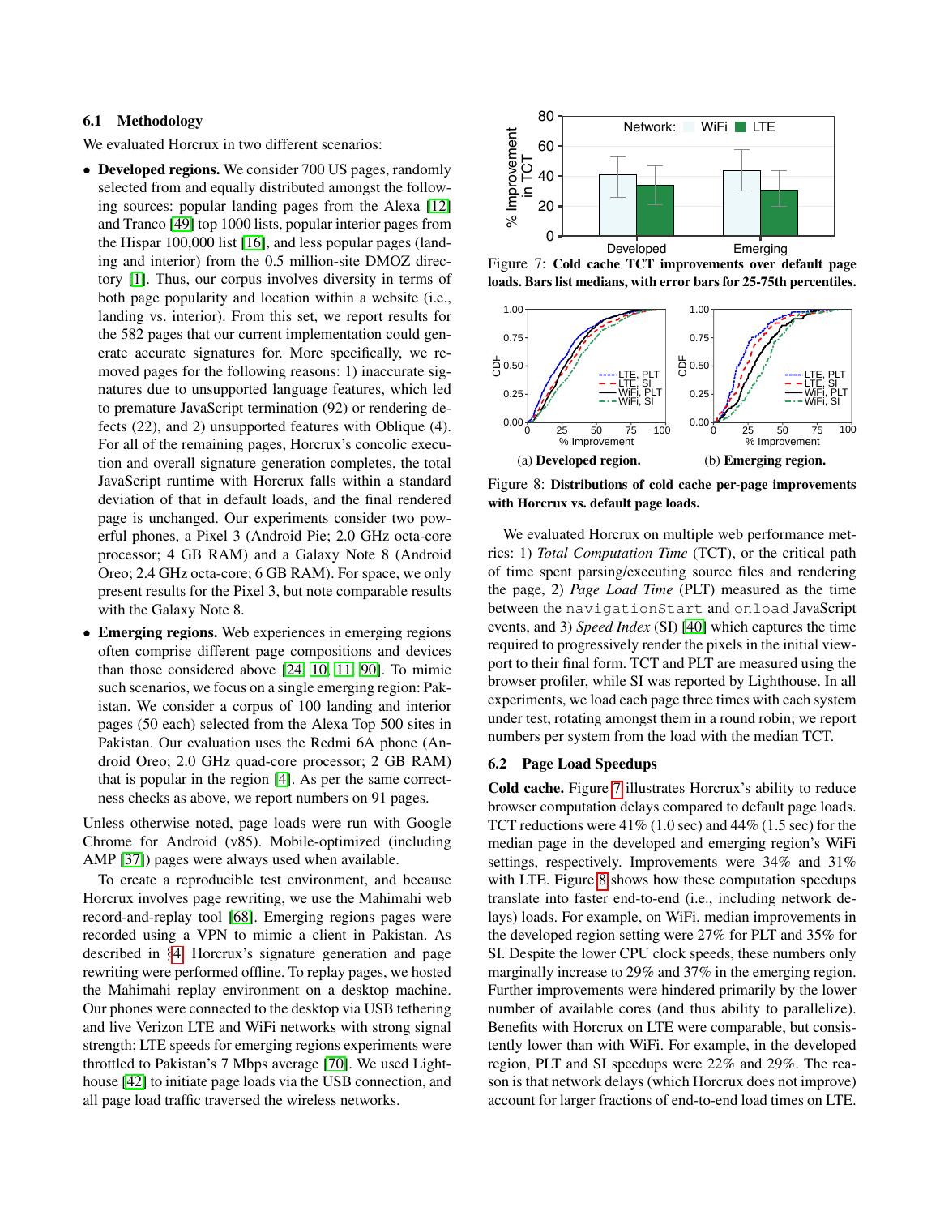### 6.1 Methodology

We evaluated Horcrux in two different scenarios:

- **Developed regions.** We consider 700 US pages, randomly selected from and equally distributed amongst the following sources: popular landing pages from the Alexa [12] and Tranco [49] top 1000 lists, popular interior pages from the Hispar 100,000 list [16], and less popular pages (landing and interior) from the 0.5 million-site DMOZ directory [1]. Thus, our corpus involves diversity in terms of both page popularity and location within a website (i.e., landing vs. interior). From this set, we report results for the 582 pages that our current implementation could generate accurate signatures for. More specifically, we removed pages for the following reasons: 1) inaccurate signatures due to unsupported language features, which led to premature JavaScript termination (92) or rendering defects (22), and 2) unsupported features with Oblique (4). For all of the remaining pages, Horcrux's concolic execution and overall signature generation completes, the total JavaScript runtime with Horcrux falls within a standard deviation of that in default loads, and the final rendered page is unchanged. Our experiments consider two powerful phones, a Pixel 3 (Android Pie; 2.0 GHz octa-core processor; 4 GB RAM) and a Galaxy Note 8 (Android Oreo; 2.4 GHz octa-core; 6 GB RAM). For space, we only present results for the Pixel 3, but note comparable results with the Galaxy Note 8.
- **Emerging regions.** Web experiences in emerging regions often comprise different page compositions and devices than those considered above [24, 10, 11, 90]. To mimic such scenarios, we focus on a single emerging region: Pakistan. We consider a corpus of 100 landing and interior pages (50 each) selected from the Alexa Top 500 sites in Pakistan. Our evaluation uses the Redmi 6A phone (Android Oreo; 2.0 GHz quad-core processor; 2 GB RAM) that is popular in the region [4]. As per the same correctness checks as above, we report numbers on 91 pages.

Unless otherwise noted, page loads were run with Google Chrome for Android (v85). Mobile-optimized (including AMP [37]) pages were always used when available.

To create a reproducible test environment, and because Horcrux involves page rewriting, we use the Mahimahi web record-and-replay tool [68]. Emerging regions pages were recorded using a VPN to mimic a client in Pakistan. As described in §4, Horcrux's signature generation and page rewriting were performed offline. To replay pages, we hosted the Mahimahi replay environment on a desktop machine. Our phones were connected to the desktop via USB tethering and live Verizon LTE and WiFi networks with strong signal strength; LTE speeds for emerging regions experiments were throttled to Pakistan's 7 Mbps average [70]. We used Lighthouse [42] to initiate page loads via the USB connection, and all page load traffic traversed the wireless networks.

Figure 7: **Cold cache TCT improvements over default page loads. Bars list medians, with error bars for 25-75th percentiles.**

(a) **Developed region.** (b) **Emerging region.**

Figure 8: **Distributions of cold cache per-page improvements with Horcrux vs. default page loads.**

We evaluated Horcrux on multiple web performance metrics: 1) *Total Computation Time* (TCT), or the critical path of time spent parsing/executing source files and rendering the page, 2) *Page Load Time* (PLT) measured as the time between the `navigationStart` and `onload` JavaScript events, and 3) *Speed Index* (SI) [40] which captures the time required to progressively render the pixels in the initial viewport to their final form. TCT and PLT are measured using the browser profiler, while SI was reported by Lighthouse. In all experiments, we load each page three times with each system under test, rotating amongst them in a round robin; we report numbers per system from the load with the median TCT.

### 6.2 Page Load Speedups

**Cold cache.** Figure 7 illustrates Horcrux's ability to reduce browser computation delays compared to default page loads. TCT reductions were 41% (1.0 sec) and 44% (1.5 sec) for the median page in the developed and emerging region's WiFi settings, respectively. Improvements were 34% and 31% with LTE. Figure 8 shows how these computation speedups translate into faster end-to-end (i.e., including network delays) loads. For example, on WiFi, median improvements in the developed region setting were 27% for PLT and 35% for SI. Despite the lower CPU clock speeds, these numbers only marginally increase to 29% and 37% in the emerging region. Further improvements were hindered primarily by the lower number of available cores (and thus ability to parallelize). Benefits with Horcrux on LTE were comparable, but consistently lower than with WiFi. For example, in the developed region, PLT and SI speedups were 22% and 29%. The reason is that network delays (which Horcrux does not improve) account for larger fractions of end-to-end load times on LTE.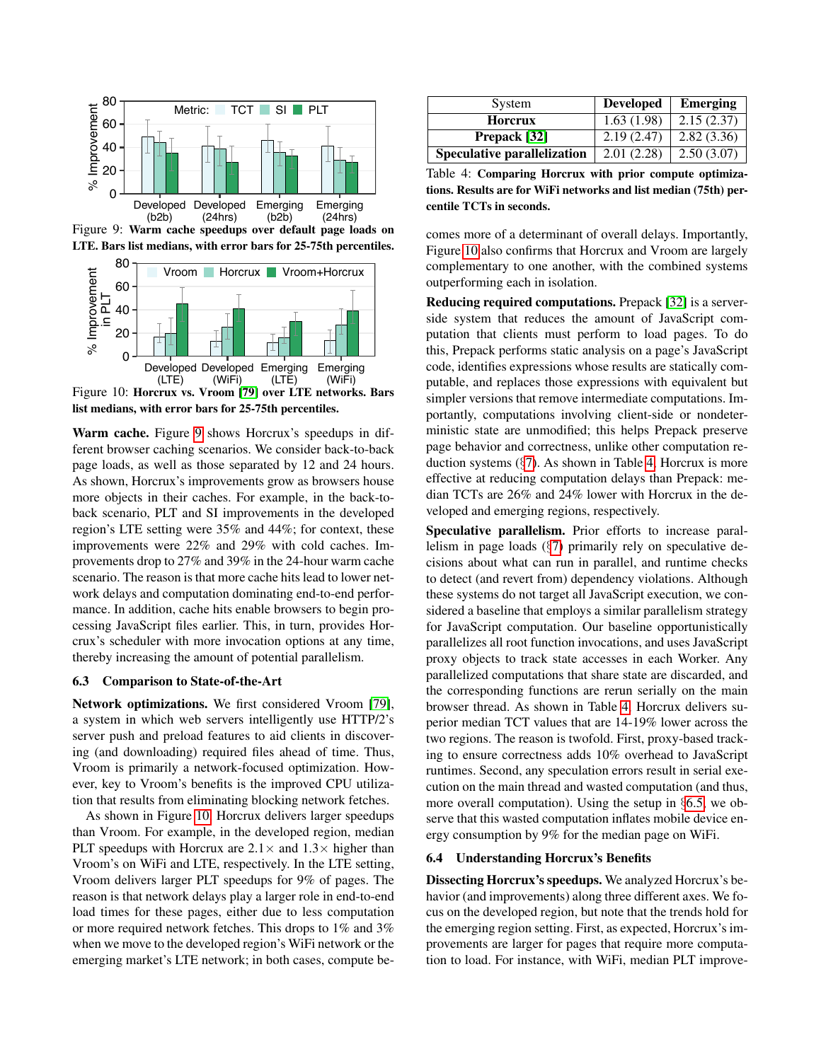Figure 9: **Warm cache speedups over default page loads on LTE. Bars list medians, with error bars for 25-75th percentiles.**

Figure 10: **Horcrux vs. Vroom [79] over LTE networks. Bars list medians, with error bars for 25-75th percentiles.**

**Warm cache.** Figure 9 shows Horcrux's speedups in different browser caching scenarios. We consider back-to-back page loads, as well as those separated by 12 and 24 hours. As shown, Horcrux's improvements grow as browsers house more objects in their caches. For example, in the back-to-back scenario, PLT and SI improvements in the developed region's LTE setting were 35% and 44%; for context, these improvements were 22% and 29% with cold caches. Improvements drop to 27% and 39% in the 24-hour warm cache scenario. The reason is that more cache hits lead to lower network delays and computation dominating end-to-end performance. In addition, cache hits enable browsers to begin processing JavaScript files earlier. This, in turn, provides Horcrux's scheduler with more invocation options at any time, thereby increasing the amount of potential parallelism.

### 6.3 Comparison to State-of-the-Art

**Network optimizations.** We first considered Vroom [79], a system in which web servers intelligently use HTTP/2's server push and preload features to aid clients in discovering (and downloading) required files ahead of time. Thus, Vroom is primarily a network-focused optimization. However, key to Vroom's benefits is the improved CPU utilization that results from eliminating blocking network fetches.

As shown in Figure 10, Horcrux delivers larger speedups than Vroom. For example, in the developed region, median PLT speedups with Horcrux are 2.1× and 1.3× higher than Vroom's on WiFi and LTE, respectively. In the LTE setting, Vroom delivers larger PLT speedups for 9% of pages. The reason is that network delays play a larger role in end-to-end load times for these pages, either due to less computation or more required network fetches. This drops to 1% and 3% when we move to the developed region's WiFi network or the emerging market's LTE network; in both cases, compute becomes more of a determinant of overall delays. Importantly, Figure 10 also confirms that Horcrux and Vroom are largely complementary to one another, with the combined systems outperforming each in isolation.

| System | Developed | Emerging |
|---|---|---|
| **Horcrux** | 1.63 (1.98) | 2.15 (2.37) |
| **Prepack [32]** | 2.19 (2.47) | 2.82 (3.36) |
| **Speculative parallelization** | 2.01 (2.28) | 2.50 (3.07) |

Table 4: **Comparing Horcrux with prior compute optimizations. Results are for WiFi networks and list median (75th) percentile TCTs in seconds.**

**Reducing required computations.** Prepack [32] is a server-side system that reduces the amount of JavaScript computation that clients must perform to load pages. To do this, Prepack performs static analysis on a page's JavaScript code, identifies expressions whose results are statically computable, and replaces those expressions with equivalent but simpler versions that remove intermediate computations. Importantly, computations involving client-side or nondeterministic state are unmodified; this helps Prepack preserve page behavior and correctness, unlike other computation reduction systems (§7). As shown in Table 4, Horcrux is more effective at reducing computation delays than Prepack: median TCTs are 26% and 24% lower with Horcrux in the developed and emerging regions, respectively.

**Speculative parallelism.** Prior efforts to increase parallelism in page loads (§7) primarily rely on speculative decisions about what can run in parallel, and runtime checks to detect (and revert from) dependency violations. Although these systems do not target all JavaScript execution, we considered a baseline that employs a similar parallelism strategy for JavaScript computation. Our baseline opportunistically parallelizes all root function invocations, and uses JavaScript proxy objects to track state accesses in each Worker. Any parallelized computations that share state are discarded, and the corresponding functions are rerun serially on the main browser thread. As shown in Table 4, Horcrux delivers superior median TCT values that are 14-19% lower across the two regions. The reason is twofold. First, proxy-based tracking to ensure correctness adds 10% overhead to JavaScript runtimes. Second, any speculation errors result in serial execution on the main thread and wasted computation (and thus, more overall computation). Using the setup in §6.5, we observe that this wasted computation inflates mobile device energy consumption by 9% for the median page on WiFi.

### 6.4 Understanding Horcrux's Benefits

**Dissecting Horcrux's speedups.** We analyzed Horcrux's behavior (and improvements) along three different axes. We focus on the developed region, but note that the trends hold for the emerging region setting. First, as expected, Horcrux's improvements are larger for pages that require more computation to load. For instance, with WiFi, median PLT improve-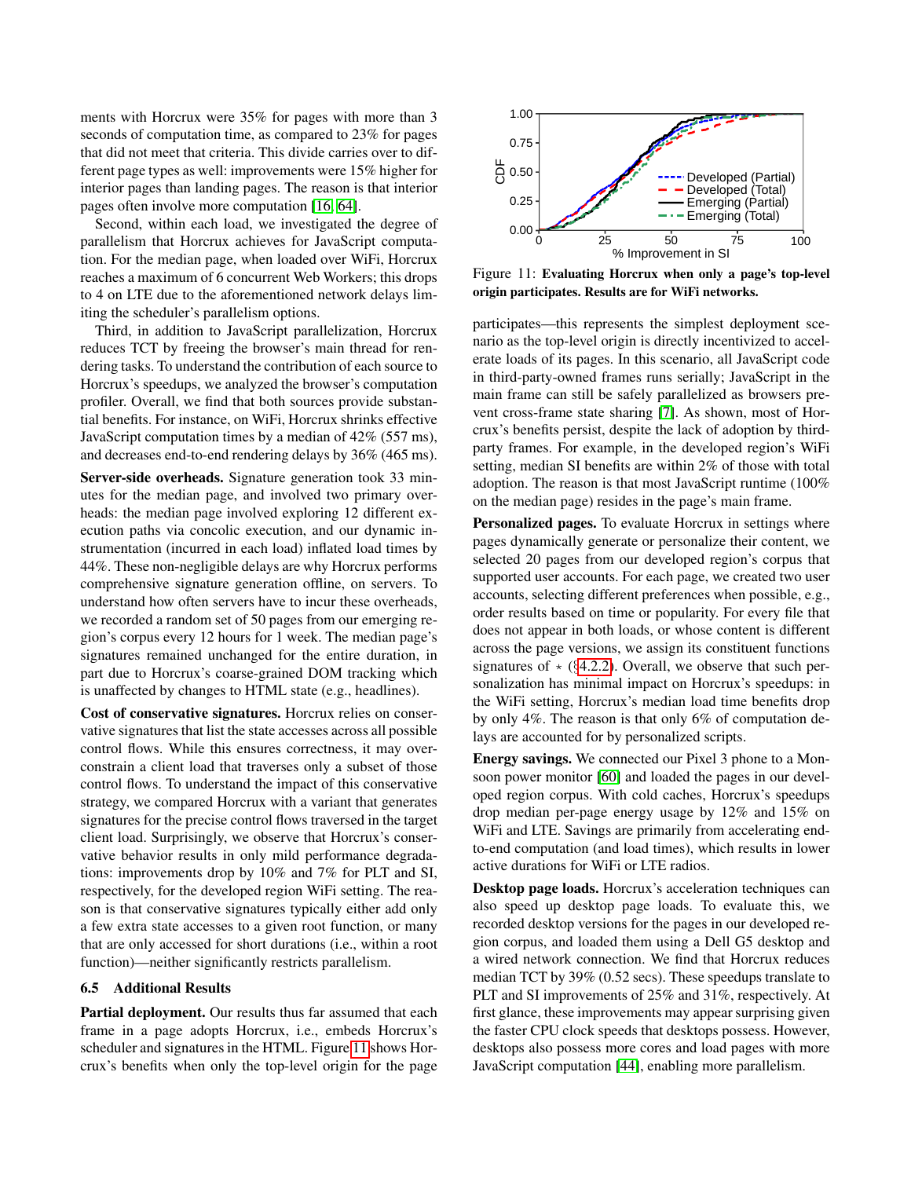ments with Horcrux were 35% for pages with more than 3 seconds of computation time, as compared to 23% for pages that did not meet that criteria. This divide carries over to different page types as well: improvements were 15% higher for interior pages than landing pages. The reason is that interior pages often involve more computation [16, 64].

Second, within each load, we investigated the degree of parallelism that Horcrux achieves for JavaScript computation. For the median page, when loaded over WiFi, Horcrux reaches a maximum of 6 concurrent Web Workers; this drops to 4 on LTE due to the aforementioned network delays limiting the scheduler's parallelism options.

Third, in addition to JavaScript parallelization, Horcrux reduces TCT by freeing the browser's main thread for rendering tasks. To understand the contribution of each source to Horcrux's speedups, we analyzed the browser's computation profiler. Overall, we find that both sources provide substantial benefits. For instance, on WiFi, Horcrux shrinks effective JavaScript computation times by a median of 42% (557 ms), and decreases end-to-end rendering delays by 36% (465 ms).

**Server-side overheads.** Signature generation took 33 minutes for the median page, and involved two primary overheads: the median page involved exploring 12 different execution paths via concolic execution, and our dynamic instrumentation (incurred in each load) inflated load times by 44%. These non-negligible delays are why Horcrux performs comprehensive signature generation offline, on servers. To understand how often servers have to incur these overheads, we recorded a random set of 50 pages from our emerging region's corpus every 12 hours for 1 week. The median page's signatures remained unchanged for the entire duration, in part due to Horcrux's coarse-grained DOM tracking which is unaffected by changes to HTML state (e.g., headlines).

**Cost of conservative signatures.** Horcrux relies on conservative signatures that list the state accesses across all possible control flows. While this ensures correctness, it may over-constrain a client load that traverses only a subset of those control flows. To understand the impact of this conservative strategy, we compared Horcrux with a variant that generates signatures for the precise control flows traversed in the target client load. Surprisingly, we observe that Horcrux's conservative behavior results in only mild performance degradations: improvements drop by 10% and 7% for PLT and SI, respectively, for the developed region WiFi setting. The reason is that conservative signatures typically either add only a few extra state accesses to a given root function, or many that are only accessed for short durations (i.e., within a root function)—neither significantly restricts parallelism.

### 6.5 Additional Results

**Partial deployment.** Our results thus far assumed that each frame in a page adopts Horcrux, i.e., embeds Horcrux's scheduler and signatures in the HTML. Figure 11 shows Horcrux's benefits when only the top-level origin for the page participates—this represents the simplest deployment scenario as the top-level origin is directly incentivized to accelerate loads of its pages. In this scenario, all JavaScript code in third-party-owned frames runs serially; JavaScript in the main frame can still be safely parallelized as browsers prevent cross-frame state sharing [7]. As shown, most of Horcrux's benefits persist, despite the lack of adoption by third-party frames. For example, in the developed region's WiFi setting, median SI benefits are within 2% of those with total adoption. The reason is that most JavaScript runtime (100% on the median page) resides in the page's main frame.

Figure 11: **Evaluating Horcrux when only a page's top-level origin participates. Results are for WiFi networks.**

**Personalized pages.** To evaluate Horcrux in settings where pages dynamically generate or personalize their content, we selected 20 pages from our developed region's corpus that supported user accounts. For each page, we created two user accounts, selecting different preferences when possible, e.g., order results based on time or popularity. For every file that does not appear in both loads, or whose content is different across the page versions, we assign its constituent functions signatures of $\star$ (§4.2.2). Overall, we observe that such personalization has minimal impact on Horcrux's speedups: in the WiFi setting, Horcrux's median load time benefits drop by only 4%. The reason is that only 6% of computation delays are accounted for by personalized scripts.

**Energy savings.** We connected our Pixel 3 phone to a Monsoon power monitor [60] and loaded the pages in our developed region corpus. With cold caches, Horcrux's speedups drop median per-page energy usage by 12% and 15% on WiFi and LTE. Savings are primarily from accelerating end-to-end computation (and load times), which results in lower active durations for WiFi or LTE radios.

**Desktop page loads.** Horcrux's acceleration techniques can also speed up desktop page loads. To evaluate this, we recorded desktop versions for the pages in our developed region corpus, and loaded them using a Dell G5 desktop and a wired network connection. We find that Horcrux reduces median TCT by 39% (0.52 secs). These speedups translate to PLT and SI improvements of 25% and 31%, respectively. At first glance, these improvements may appear surprising given the faster CPU clock speeds that desktops possess. However, desktops also possess more cores and load pages with more JavaScript computation [44], enabling more parallelism.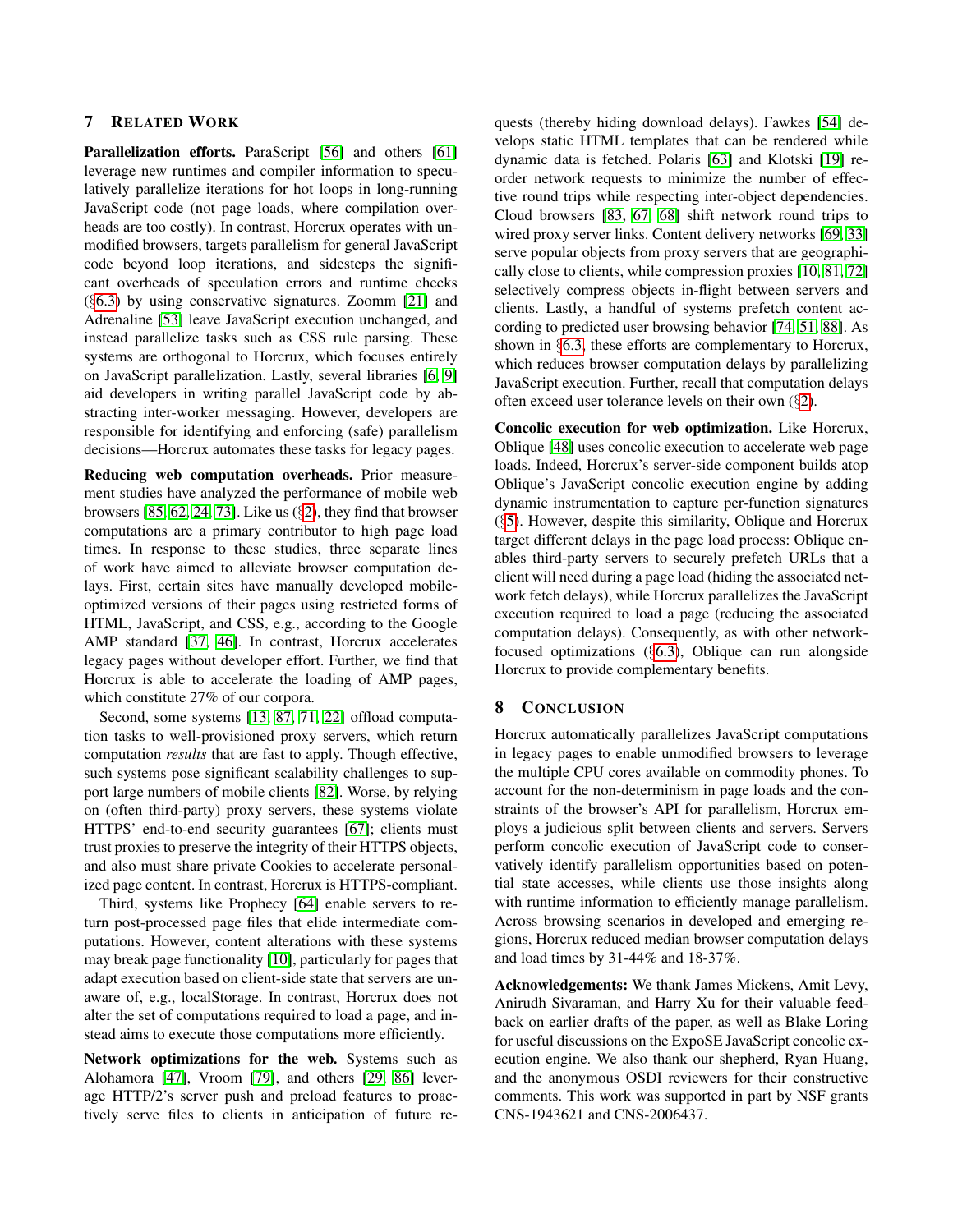## 7 Related Work

**Parallelization efforts.** ParaScript [56] and others [61] leverage new runtimes and compiler information to speculatively parallelize iterations for hot loops in long-running JavaScript code (not page loads, where compilation overheads are too costly). In contrast, Horcrux operates with unmodified browsers, targets parallelism for general JavaScript code beyond loop iterations, and sidesteps the significant overheads of speculation errors and runtime checks (§6.3) by using conservative signatures. Zoomm [21] and Adrenaline [53] leave JavaScript execution unchanged, and instead parallelize tasks such as CSS rule parsing. These systems are orthogonal to Horcrux, which focuses entirely on JavaScript parallelization. Lastly, several libraries [6, 9] aid developers in writing parallel JavaScript code by abstracting inter-worker messaging. However, developers are responsible for identifying and enforcing (safe) parallelism decisions—Horcrux automates these tasks for legacy pages.

**Reducing web computation overheads.** Prior measurement studies have analyzed the performance of mobile web browsers [85, 62, 24, 73]. Like us (§2), they find that browser computations are a primary contributor to high page load times. In response to these studies, three separate lines of work have aimed to alleviate browser computation delays. First, certain sites have manually developed mobile-optimized versions of their pages using restricted forms of HTML, JavaScript, and CSS, e.g., according to the Google AMP standard [37, 46]. In contrast, Horcrux accelerates legacy pages without developer effort. Further, we find that Horcrux is able to accelerate the loading of AMP pages, which constitute 27% of our corpora.

Second, some systems [13, 87, 71, 22] offload computation tasks to well-provisioned proxy servers, which return computation *results* that are fast to apply. Though effective, such systems pose significant scalability challenges to support large numbers of mobile clients [82]. Worse, by relying on (often third-party) proxy servers, these systems violate HTTPS' end-to-end security guarantees [67]; clients must trust proxies to preserve the integrity of their HTTPS objects, and also must share private Cookies to accelerate personalized page content. In contrast, Horcrux is HTTPS-compliant.

Third, systems like Prophecy [64] enable servers to return post-processed page files that elide intermediate computations. However, content alterations with these systems may break page functionality [10], particularly for pages that adapt execution based on client-side state that servers are unaware of, e.g., localStorage. In contrast, Horcrux does not alter the set of computations required to load a page, and instead aims to execute those computations more efficiently.

**Network optimizations for the web.** Systems such as Alohamora [47], Vroom [79], and others [29, 86] leverage HTTP/2's server push and preload features to proactively serve files to clients in anticipation of future requests (thereby hiding download delays). Fawkes [54] develops static HTML templates that can be rendered while dynamic data is fetched. Polaris [63] and Klotski [19] reorder network requests to minimize the number of effective round trips while respecting inter-object dependencies. Cloud browsers [83, 67, 68] shift network round trips to wired proxy server links. Content delivery networks [69, 33] serve popular objects from proxy servers that are geographically close to clients, while compression proxies [10, 81, 72] selectively compress objects in-flight between servers and clients. Lastly, a handful of systems prefetch content according to predicted user browsing behavior [74, 51, 88]. As shown in §6.3, these efforts are complementary to Horcrux, which reduces browser computation delays by parallelizing JavaScript execution. Further, recall that computation delays often exceed user tolerance levels on their own (§2).

**Concolic execution for web optimization.** Like Horcrux, Oblique [48] uses concolic execution to accelerate web page loads. Indeed, Horcrux's server-side component builds atop Oblique's JavaScript concolic execution engine by adding dynamic instrumentation to capture per-function signatures (§5). However, despite this similarity, Oblique and Horcrux target different delays in the page load process: Oblique enables third-party servers to securely prefetch URLs that a client will need during a page load (hiding the associated network fetch delays), while Horcrux parallelizes the JavaScript execution required to load a page (reducing the associated computation delays). Consequently, as with other network-focused optimizations (§6.3), Oblique can run alongside Horcrux to provide complementary benefits.

## 8 Conclusion

Horcrux automatically parallelizes JavaScript computations in legacy pages to enable unmodified browsers to leverage the multiple CPU cores available on commodity phones. To account for the non-determinism in page loads and the constraints of the browser's API for parallelism, Horcrux employs a judicious split between clients and servers. Servers perform concolic execution of JavaScript code to conservatively identify parallelism opportunities based on potential state accesses, while clients use those insights along with runtime information to efficiently manage parallelism. Across browsing scenarios in developed and emerging regions, Horcrux reduced median browser computation delays and load times by 31-44% and 18-37%.

**Acknowledgements:** We thank James Mickens, Amit Levy, Anirudh Sivaraman, and Harry Xu for their valuable feedback on earlier drafts of the paper, as well as Blake Loring for useful discussions on the ExpoSE JavaScript concolic execution engine. We also thank our shepherd, Ryan Huang, and the anonymous OSDI reviewers for their constructive comments. This work was supported in part by NSF grants CNS-1943621 and CNS-2006437.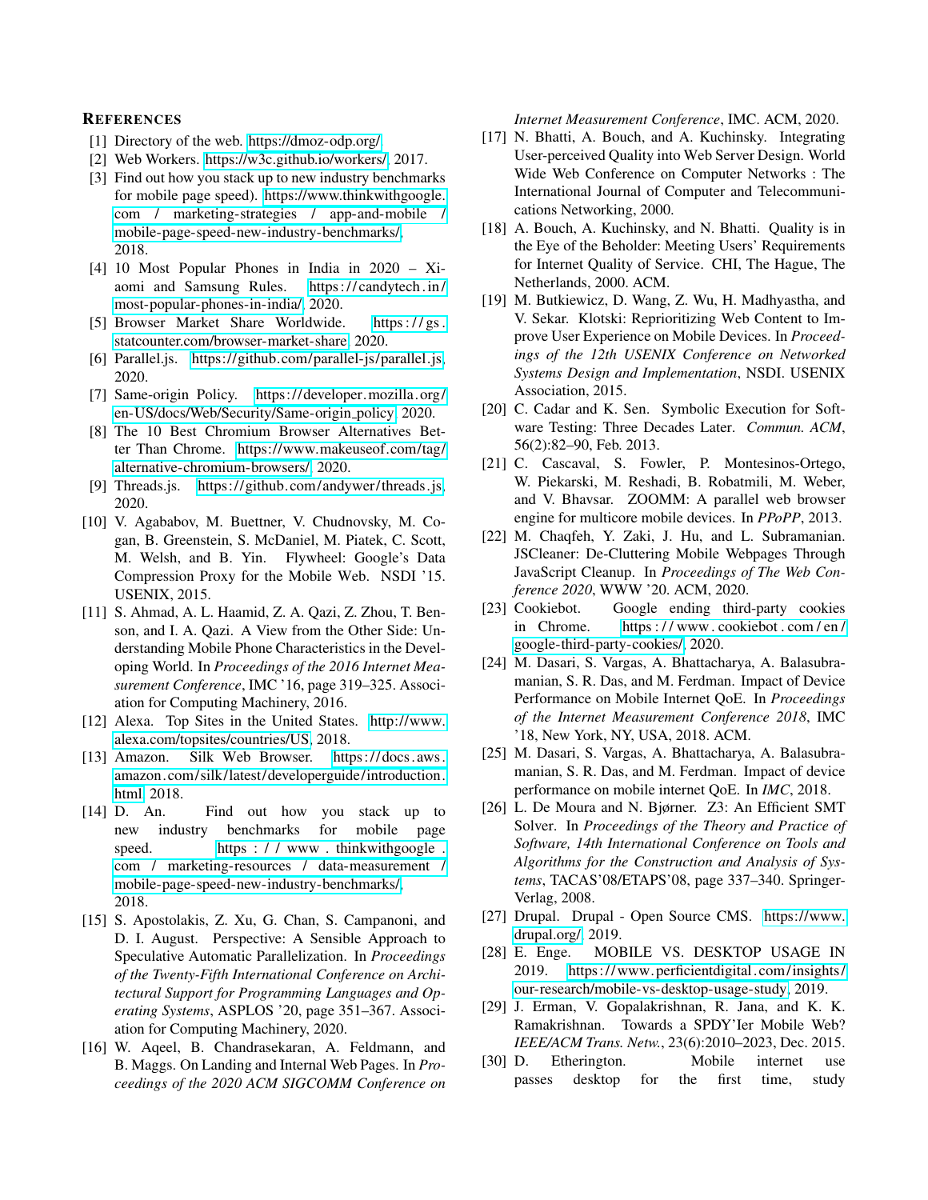## REFERENCES

[1] Directory of the web. https://dmoz-odp.org/.

[2] Web Workers. https://w3c.github.io/workers/, 2017.

[3] Find out how you stack up to new industry benchmarks for mobile page speed). https://www.thinkwithgoogle.com/marketing-strategies/app-and-mobile/mobile-page-speed-new-industry-benchmarks/, 2018.

[4] 10 Most Popular Phones in India in 2020 – Xiaomi and Samsung Rules. https://candytech.in/most-popular-phones-in-india/, 2020.

[5] Browser Market Share Worldwide. https://gs.statcounter.com/browser-market-share, 2020.

[6] Parallel.js. https://github.com/parallel-js/parallel.js, 2020.

[7] Same-origin Policy. https://developer.mozilla.org/en-US/docs/Web/Security/Same-origin_policy, 2020.

[8] The 10 Best Chromium Browser Alternatives Better Than Chrome. https://www.makeuseof.com/tag/alternative-chromium-browsers/, 2020.

[9] Threads.js. https://github.com/andywer/threads.js, 2020.

[10] V. Agababov, M. Buettner, V. Chudnovsky, M. Cogan, B. Greenstein, S. McDaniel, M. Piatek, C. Scott, M. Welsh, and B. Yin. Flywheel: Google's Data Compression Proxy for the Mobile Web. NSDI '15. USENIX, 2015.

[11] S. Ahmad, A. L. Haamid, Z. A. Qazi, Z. Zhou, T. Benson, and I. A. Qazi. A View from the Other Side: Understanding Mobile Phone Characteristics in the Developing World. In *Proceedings of the 2016 Internet Measurement Conference*, IMC '16, page 319–325. Association for Computing Machinery, 2016.

[12] Alexa. Top Sites in the United States. http://www.alexa.com/topsites/countries/US, 2018.

[13] Amazon. Silk Web Browser. https://docs.aws.amazon.com/silk/latest/developerguide/introduction.html, 2018.

[14] D. An. Find out how you stack up to new industry benchmarks for mobile page speed. https://www.thinkwithgoogle.com/marketing-resources/data-measurement/mobile-page-speed-new-industry-benchmarks/, 2018.

[15] S. Apostolakis, Z. Xu, G. Chan, S. Campanoni, and D. I. August. Perspective: A Sensible Approach to Speculative Automatic Parallelization. In *Proceedings of the Twenty-Fifth International Conference on Architectural Support for Programming Languages and Operating Systems*, ASPLOS '20, page 351–367. Association for Computing Machinery, 2020.

[16] W. Aqeel, B. Chandrasekaran, A. Feldmann, and B. Maggs. On Landing and Internal Web Pages. In *Proceedings of the 2020 ACM SIGCOMM Conference on Internet Measurement Conference*, IMC. ACM, 2020.

[17] N. Bhatti, A. Bouch, and A. Kuchinsky. Integrating User-perceived Quality into Web Server Design. World Wide Web Conference on Computer Networks : The International Journal of Computer and Telecommunications Networking, 2000.

[18] A. Bouch, A. Kuchinsky, and N. Bhatti. Quality is in the Eye of the Beholder: Meeting Users' Requirements for Internet Quality of Service. CHI, The Hague, The Netherlands, 2000. ACM.

[19] M. Butkiewicz, D. Wang, Z. Wu, H. Madhyastha, and V. Sekar. Klotski: Reprioritizing Web Content to Improve User Experience on Mobile Devices. In *Proceedings of the 12th USENIX Conference on Networked Systems Design and Implementation*, NSDI. USENIX Association, 2015.

[20] C. Cadar and K. Sen. Symbolic Execution for Software Testing: Three Decades Later. *Commun. ACM*, 56(2):82–90, Feb. 2013.

[21] C. Cascaval, S. Fowler, P. Montesinos-Ortego, W. Piekarski, M. Reshadi, B. Robatmili, M. Weber, and V. Bhavsar. ZOOMM: A parallel web browser engine for multicore mobile devices. In *PPoPP*, 2013.

[22] M. Chaqfeh, Y. Zaki, J. Hu, and L. Subramanian. JSCleaner: De-Cluttering Mobile Webpages Through JavaScript Cleanup. In *Proceedings of The Web Conference 2020*, WWW '20. ACM, 2020.

[23] Cookiebot. Google ending third-party cookies in Chrome. https://www.cookiebot.com/en/google-third-party-cookies/, 2020.

[24] M. Dasari, S. Vargas, A. Bhattacharya, A. Balasubramanian, S. R. Das, and M. Ferdman. Impact of Device Performance on Mobile Internet QoE. In *Proceedings of the Internet Measurement Conference 2018*, IMC '18, New York, NY, USA, 2018. ACM.

[25] M. Dasari, S. Vargas, A. Bhattacharya, A. Balasubramanian, S. R. Das, and M. Ferdman. Impact of device performance on mobile internet QoE. In *IMC*, 2018.

[26] L. De Moura and N. Bjørner. Z3: An Efficient SMT Solver. In *Proceedings of the Theory and Practice of Software, 14th International Conference on Tools and Algorithms for the Construction and Analysis of Systems*, TACAS'08/ETAPS'08, page 337–340. Springer-Verlag, 2008.

[27] Drupal. Drupal - Open Source CMS. https://www.drupal.org/, 2019.

[28] E. Enge. MOBILE VS. DESKTOP USAGE IN 2019. https://www.perficientdigital.com/insights/our-research/mobile-vs-desktop-usage-study, 2019.

[29] J. Erman, V. Gopalakrishnan, R. Jana, and K. K. Ramakrishnan. Towards a SPDY'Ier Mobile Web? *IEEE/ACM Trans. Netw.*, 23(6):2010–2023, Dec. 2015.

[30] D. Etherington. Mobile internet use passes desktop for the first time, study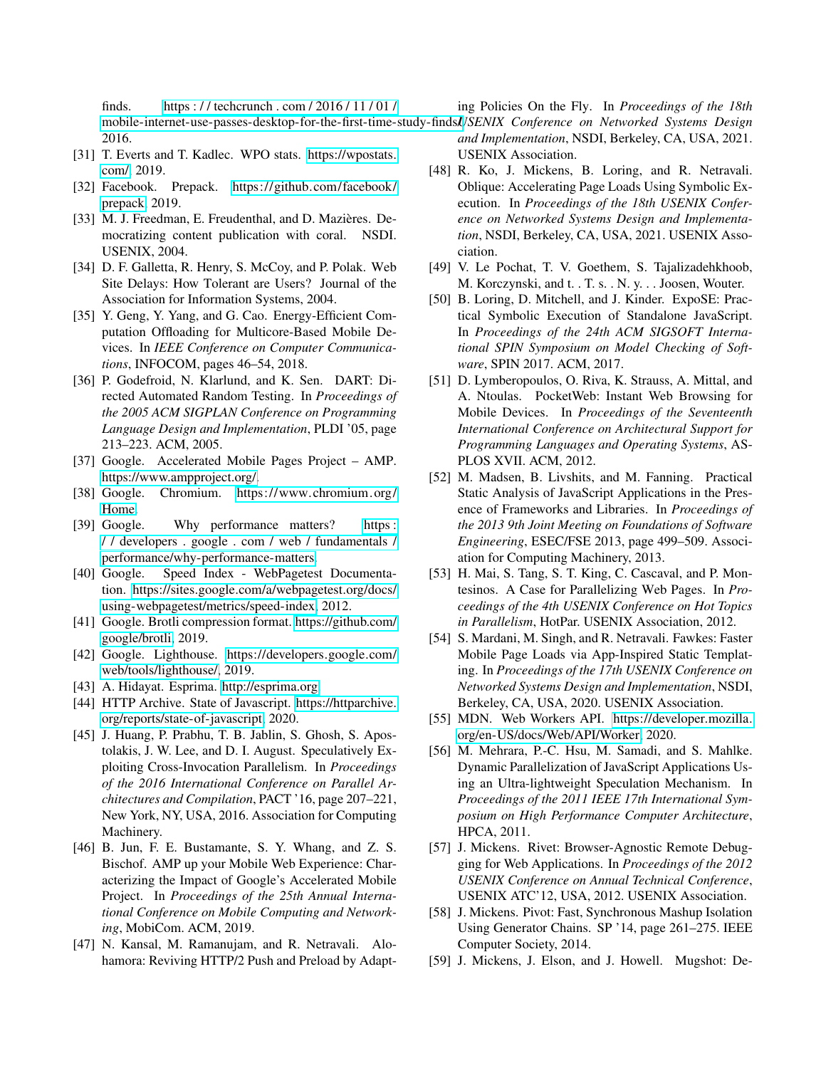finds. https://techcrunch.com/2016/11/01/mobile-internet-use-passes-desktop-for-the-first-time-study-finds/, 2016.

[31] T. Everts and T. Kadlec. WPO stats. https://wpostats.com/, 2019.

[32] Facebook. Prepack. https://github.com/facebook/prepack, 2019.

[33] M. J. Freedman, E. Freudenthal, and D. Mazières. Democratizing content publication with coral. NSDI. USENIX, 2004.

[34] D. F. Galletta, R. Henry, S. McCoy, and P. Polak. Web Site Delays: How Tolerant are Users? Journal of the Association for Information Systems, 2004.

[35] Y. Geng, Y. Yang, and G. Cao. Energy-Efficient Computation Offloading for Multicore-Based Mobile Devices. In *IEEE Conference on Computer Communications*, INFOCOM, pages 46–54, 2018.

[36] P. Godefroid, N. Klarlund, and K. Sen. DART: Directed Automated Random Testing. In *Proceedings of the 2005 ACM SIGPLAN Conference on Programming Language Design and Implementation*, PLDI '05, page 213–223. ACM, 2005.

[37] Google. Accelerated Mobile Pages Project – AMP. https://www.ampproject.org/.

[38] Google. Chromium. https://www.chromium.org/Home.

[39] Google. Why performance matters? https://developers.google.com/web/fundamentals/performance/why-performance-matters.

[40] Google. Speed Index - WebPagetest Documentation. https://sites.google.com/a/webpagetest.org/docs/using-webpagetest/metrics/speed-index, 2012.

[41] Google. Brotli compression format. https://github.com/google/brotli, 2019.

[42] Google. Lighthouse. https://developers.google.com/web/tools/lighthouse/, 2019.

[43] A. Hidayat. Esprima. http://esprima.org.

[44] HTTP Archive. State of Javascript. https://httparchive.org/reports/state-of-javascript, 2020.

[45] J. Huang, P. Prabhu, T. B. Jablin, S. Ghosh, S. Apostolakis, J. W. Lee, and D. I. August. Speculatively Exploiting Cross-Invocation Parallelism. In *Proceedings of the 2016 International Conference on Parallel Architectures and Compilation*, PACT '16, page 207–221, New York, NY, USA, 2016. Association for Computing Machinery.

[46] B. Jun, F. E. Bustamante, S. Y. Whang, and Z. S. Bischof. AMP up your Mobile Web Experience: Characterizing the Impact of Google's Accelerated Mobile Project. In *Proceedings of the 25th Annual International Conference on Mobile Computing and Networking*, MobiCom. ACM, 2019.

[47] N. Kansal, M. Ramanujam, and R. Netravali. Alohamora: Reviving HTTP/2 Push and Preload by Adapting Policies On the Fly. In *Proceedings of the 18th USENIX Conference on Networked Systems Design and Implementation*, NSDI, Berkeley, CA, USA, 2021. USENIX Association.

[48] R. Ko, J. Mickens, B. Loring, and R. Netravali. Oblique: Accelerating Page Loads Using Symbolic Execution. In *Proceedings of the 18th USENIX Conference on Networked Systems Design and Implementation*, NSDI, Berkeley, CA, USA, 2021. USENIX Association.

[49] V. Le Pochat, T. V. Goethem, S. Tajalizadehkhoob, M. Korczynski, and t. . T. s. . N. y. . . Joosen, Wouter.

[50] B. Loring, D. Mitchell, and J. Kinder. ExpoSE: Practical Symbolic Execution of Standalone JavaScript. In *Proceedings of the 24th ACM SIGSOFT International SPIN Symposium on Model Checking of Software*, SPIN 2017. ACM, 2017.

[51] D. Lymberopoulos, O. Riva, K. Strauss, A. Mittal, and A. Ntoulas. PocketWeb: Instant Web Browsing for Mobile Devices. In *Proceedings of the Seventeenth International Conference on Architectural Support for Programming Languages and Operating Systems*, ASPLOS XVII. ACM, 2012.

[52] M. Madsen, B. Livshits, and M. Fanning. Practical Static Analysis of JavaScript Applications in the Presence of Frameworks and Libraries. In *Proceedings of the 2013 9th Joint Meeting on Foundations of Software Engineering*, ESEC/FSE 2013, page 499–509. Association for Computing Machinery, 2013.

[53] H. Mai, S. Tang, S. T. King, C. Cascaval, and P. Montesinos. A Case for Parallelizing Web Pages. In *Proceedings of the 4th USENIX Conference on Hot Topics in Parallelism*, HotPar. USENIX Association, 2012.

[54] S. Mardani, M. Singh, and R. Netravali. Fawkes: Faster Mobile Page Loads via App-Inspired Static Templating. In *Proceedings of the 17th USENIX Conference on Networked Systems Design and Implementation*, NSDI, Berkeley, CA, USA, 2020. USENIX Association.

[55] MDN. Web Workers API. https://developer.mozilla.org/en-US/docs/Web/API/Worker, 2020.

[56] M. Mehrara, P.-C. Hsu, M. Samadi, and S. Mahlke. Dynamic Parallelization of JavaScript Applications Using an Ultra-lightweight Speculation Mechanism. In *Proceedings of the 2011 IEEE 17th International Symposium on High Performance Computer Architecture*, HPCA, 2011.

[57] J. Mickens. Rivet: Browser-Agnostic Remote Debugging for Web Applications. In *Proceedings of the 2012 USENIX Conference on Annual Technical Conference*, USENIX ATC'12, USA, 2012. USENIX Association.

[58] J. Mickens. Pivot: Fast, Synchronous Mashup Isolation Using Generator Chains. SP '14, page 261–275. IEEE Computer Society, 2014.

[59] J. Mickens, J. Elson, and J. Howell. Mugshot: De-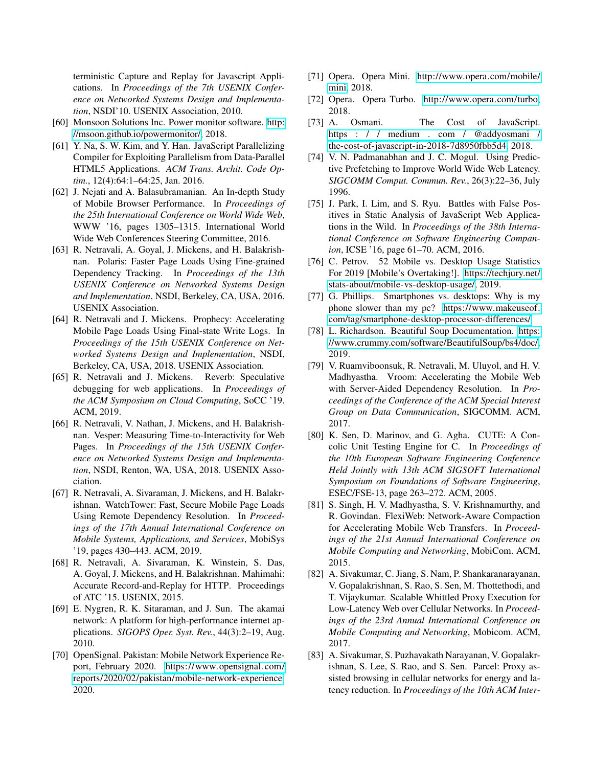terministic Capture and Replay for Javascript Applications. In *Proceedings of the 7th USENIX Conference on Networked Systems Design and Implementation*, NSDI'10. USENIX Association, 2010.

[60] Monsoon Solutions Inc. Power monitor software. http://msoon.github.io/powermonitor/, 2018.

[61] Y. Na, S. W. Kim, and Y. Han. JavaScript Parallelizing Compiler for Exploiting Parallelism from Data-Parallel HTML5 Applications. *ACM Trans. Archit. Code Optim.*, 12(4):64:1–64:25, Jan. 2016.

[62] J. Nejati and A. Balasubramanian. An In-depth Study of Mobile Browser Performance. In *Proceedings of the 25th International Conference on World Wide Web*, WWW '16, pages 1305–1315. International World Wide Web Conferences Steering Committee, 2016.

[63] R. Netravali, A. Goyal, J. Mickens, and H. Balakrishnan. Polaris: Faster Page Loads Using Fine-grained Dependency Tracking. In *Proceedings of the 13th USENIX Conference on Networked Systems Design and Implementation*, NSDI, Berkeley, CA, USA, 2016. USENIX Association.

[64] R. Netravali and J. Mickens. Prophecy: Accelerating Mobile Page Loads Using Final-state Write Logs. In *Proceedings of the 15th USENIX Conference on Networked Systems Design and Implementation*, NSDI, Berkeley, CA, USA, 2018. USENIX Association.

[65] R. Netravali and J. Mickens. Reverb: Speculative debugging for web applications. In *Proceedings of the ACM Symposium on Cloud Computing*, SoCC '19. ACM, 2019.

[66] R. Netravali, V. Nathan, J. Mickens, and H. Balakrishnan. Vesper: Measuring Time-to-Interactivity for Web Pages. In *Proceedings of the 15th USENIX Conference on Networked Systems Design and Implementation*, NSDI, Renton, WA, USA, 2018. USENIX Association.

[67] R. Netravali, A. Sivaraman, J. Mickens, and H. Balakrishnan. WatchTower: Fast, Secure Mobile Page Loads Using Remote Dependency Resolution. In *Proceedings of the 17th Annual International Conference on Mobile Systems, Applications, and Services*, MobiSys '19, pages 430–443. ACM, 2019.

[68] R. Netravali, A. Sivaraman, K. Winstein, S. Das, A. Goyal, J. Mickens, and H. Balakrishnan. Mahimahi: Accurate Record-and-Replay for HTTP. Proceedings of ATC '15. USENIX, 2015.

[69] E. Nygren, R. K. Sitaraman, and J. Sun. The akamai network: A platform for high-performance internet applications. *SIGOPS Oper. Syst. Rev.*, 44(3):2–19, Aug. 2010.

[70] OpenSignal. Pakistan: Mobile Network Experience Report, February 2020. https://www.opensignal.com/reports/2020/02/pakistan/mobile-network-experience, 2020.

[71] Opera. Opera Mini. http://www.opera.com/mobile/mini, 2018.

[72] Opera. Opera Turbo. http://www.opera.com/turbo, 2018.

[73] A. Osmani. The Cost of JavaScript. https://medium.com/@addyosmani/the-cost-of-javascript-in-2018-7d8950fbb5d4, 2018.

[74] V. N. Padmanabhan and J. C. Mogul. Using Predictive Prefetching to Improve World Wide Web Latency. *SIGCOMM Comput. Commun. Rev.*, 26(3):22–36, July 1996.

[75] J. Park, I. Lim, and S. Ryu. Battles with False Positives in Static Analysis of JavaScript Web Applications in the Wild. In *Proceedings of the 38th International Conference on Software Engineering Companion*, ICSE '16, page 61–70. ACM, 2016.

[76] C. Petrov. 52 Mobile vs. Desktop Usage Statistics For 2019 [Mobile's Overtaking!]. https://techjury.net/stats-about/mobile-vs-desktop-usage/, 2019.

[77] G. Phillips. Smartphones vs. desktops: Why is my phone slower than my pc? https://www.makeuseof.com/tag/smartphone-desktop-processor-differences/.

[78] L. Richardson. Beautiful Soup Documentation. https://www.crummy.com/software/BeautifulSoup/bs4/doc/, 2019.

[79] V. Ruamviboonsuk, R. Netravali, M. Uluyol, and H. V. Madhyastha. Vroom: Accelerating the Mobile Web with Server-Aided Dependency Resolution. In *Proceedings of the Conference of the ACM Special Interest Group on Data Communication*, SIGCOMM. ACM, 2017.

[80] K. Sen, D. Marinov, and G. Agha. CUTE: A Concolic Unit Testing Engine for C. In *Proceedings of the 10th European Software Engineering Conference Held Jointly with 13th ACM SIGSOFT International Symposium on Foundations of Software Engineering*, ESEC/FSE-13, page 263–272. ACM, 2005.

[81] S. Singh, H. V. Madhyastha, S. V. Krishnamurthy, and R. Govindan. FlexiWeb: Network-Aware Compaction for Accelerating Mobile Web Transfers. In *Proceedings of the 21st Annual International Conference on Mobile Computing and Networking*, MobiCom. ACM, 2015.

[82] A. Sivakumar, C. Jiang, S. Nam, P. Shankaranarayanan, V. Gopalakrishnan, S. Rao, S. Sen, M. Thottethodi, and T. Vijaykumar. Scalable Whittled Proxy Execution for Low-Latency Web over Cellular Networks. In *Proceedings of the 23rd Annual International Conference on Mobile Computing and Networking*, Mobicom. ACM, 2017.

[83] A. Sivakumar, S. Puzhavakath Narayanan, V. Gopalakrishnan, S. Lee, S. Rao, and S. Sen. Parcel: Proxy assisted browsing in cellular networks for energy and latency reduction. In *Proceedings of the 10th ACM Inter-*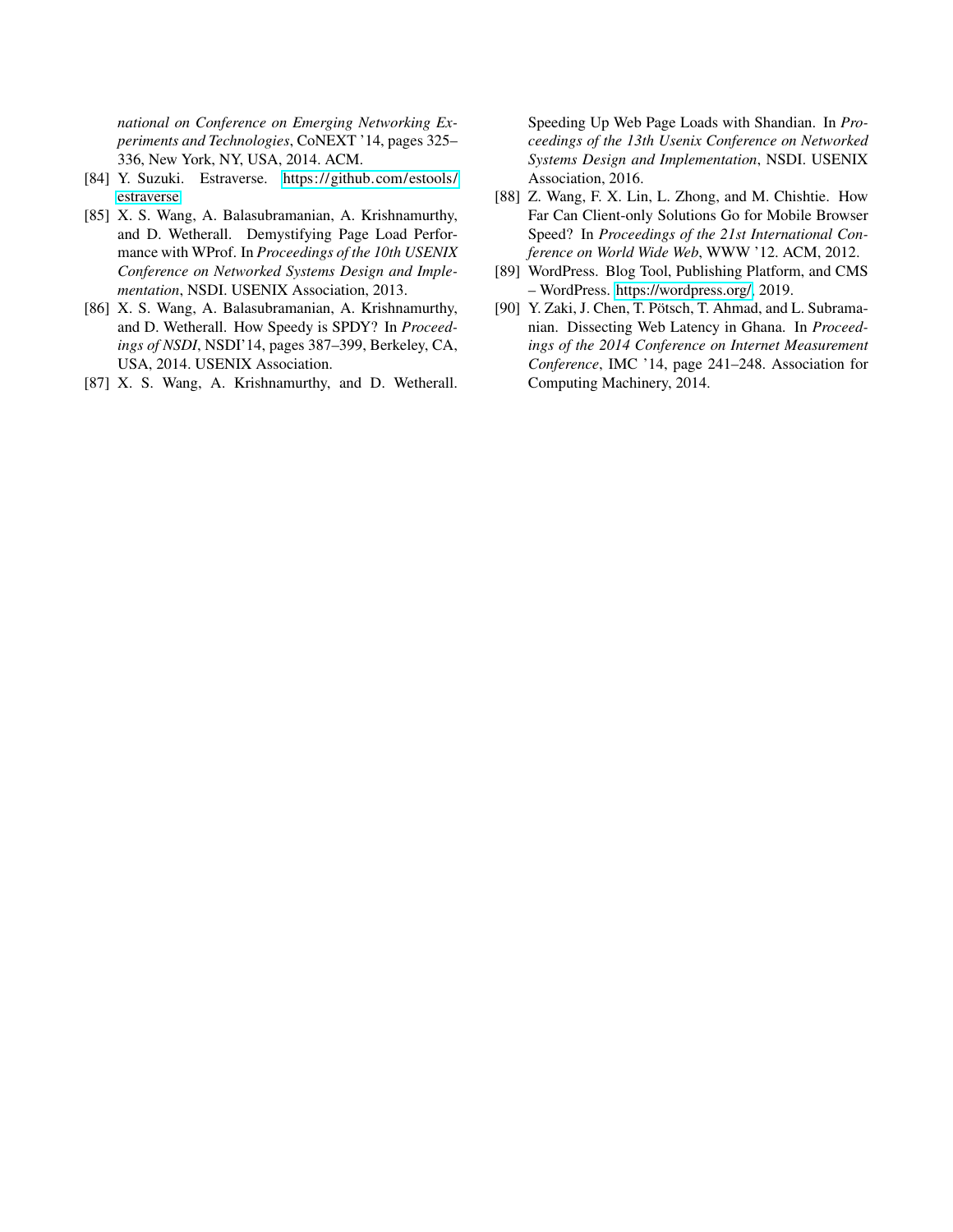*national on Conference on Emerging Networking Experiments and Technologies*, CoNEXT '14, pages 325–336, New York, NY, USA, 2014. ACM.

[84] Y. Suzuki. Estraverse. https://github.com/estools/estraverse.

[85] X. S. Wang, A. Balasubramanian, A. Krishnamurthy, and D. Wetherall. Demystifying Page Load Performance with WProf. In *Proceedings of the 10th USENIX Conference on Networked Systems Design and Implementation*, NSDI. USENIX Association, 2013.

[86] X. S. Wang, A. Balasubramanian, A. Krishnamurthy, and D. Wetherall. How Speedy is SPDY? In *Proceedings of NSDI*, NSDI'14, pages 387–399, Berkeley, CA, USA, 2014. USENIX Association.

[87] X. S. Wang, A. Krishnamurthy, and D. Wetherall. Speeding Up Web Page Loads with Shandian. In *Proceedings of the 13th Usenix Conference on Networked Systems Design and Implementation*, NSDI. USENIX Association, 2016.

[88] Z. Wang, F. X. Lin, L. Zhong, and M. Chishtie. How Far Can Client-only Solutions Go for Mobile Browser Speed? In *Proceedings of the 21st International Conference on World Wide Web*, WWW '12. ACM, 2012.

[89] WordPress. Blog Tool, Publishing Platform, and CMS – WordPress. https://wordpress.org/, 2019.

[90] Y. Zaki, J. Chen, T. Pötsch, T. Ahmad, and L. Subramanian. Dissecting Web Latency in Ghana. In *Proceedings of the 2014 Conference on Internet Measurement Conference*, IMC '14, page 241–248. Association for Computing Machinery, 2014.